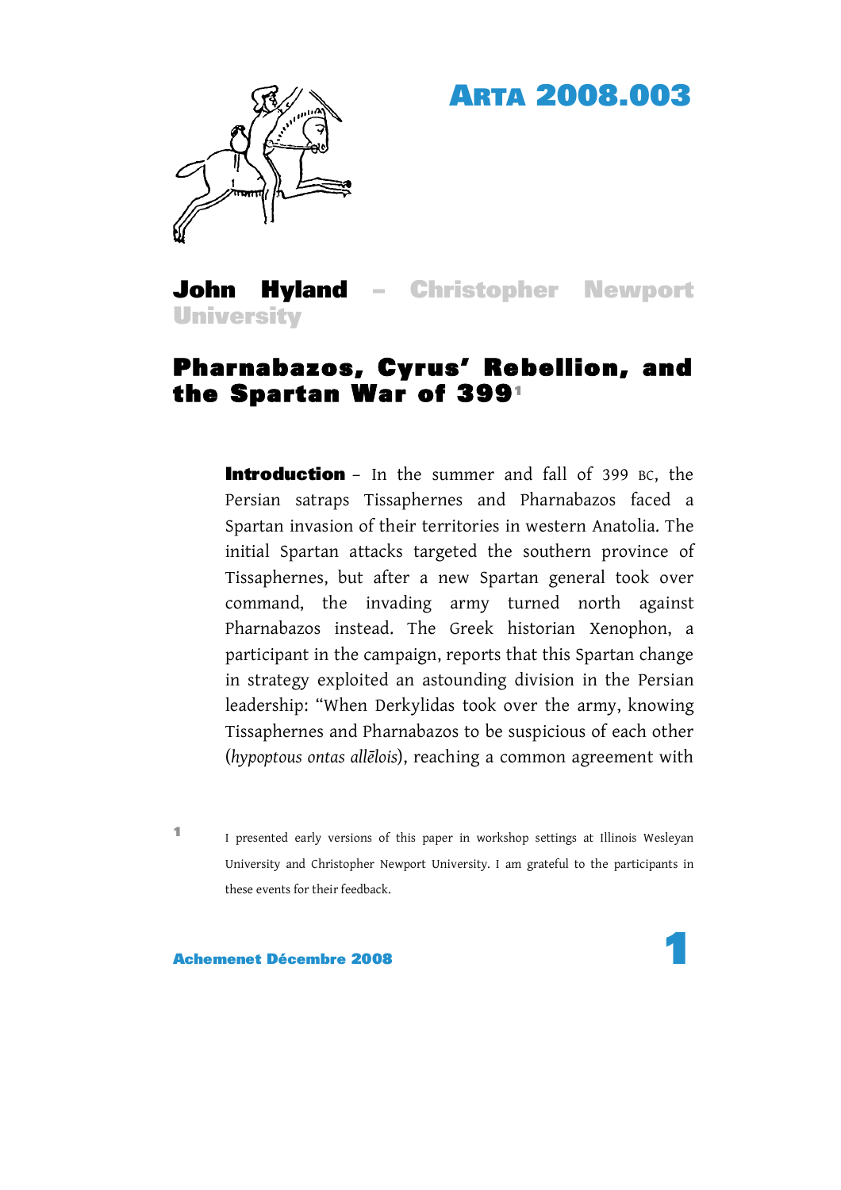ARTA 2008.003

**John Hyland** – Christopher Newport University

# Pharnabazos, Cyrus' Rebellion, and the Spartan War of 399[1]

**Introduction** – In the summer and fall of 399 BC, the Persian satraps Tissaphernes and Pharnabazos faced a Spartan invasion of their territories in western Anatolia. The initial Spartan attacks targeted the southern province of Tissaphernes, but after a new Spartan general took over command, the invading army turned north against Pharnabazos instead. The Greek historian Xenophon, a participant in the campaign, reports that this Spartan change in strategy exploited an astounding division in the Persian leadership: "When Derkylidas took over the army, knowing Tissaphernes and Pharnabazos to be suspicious of each other (*hypoptous ontas allēlois*), reaching a common agreement with

[1] I presented early versions of this paper in workshop settings at Illinois Wesleyan University and Christopher Newport University. I am grateful to the participants in these events for their feedback.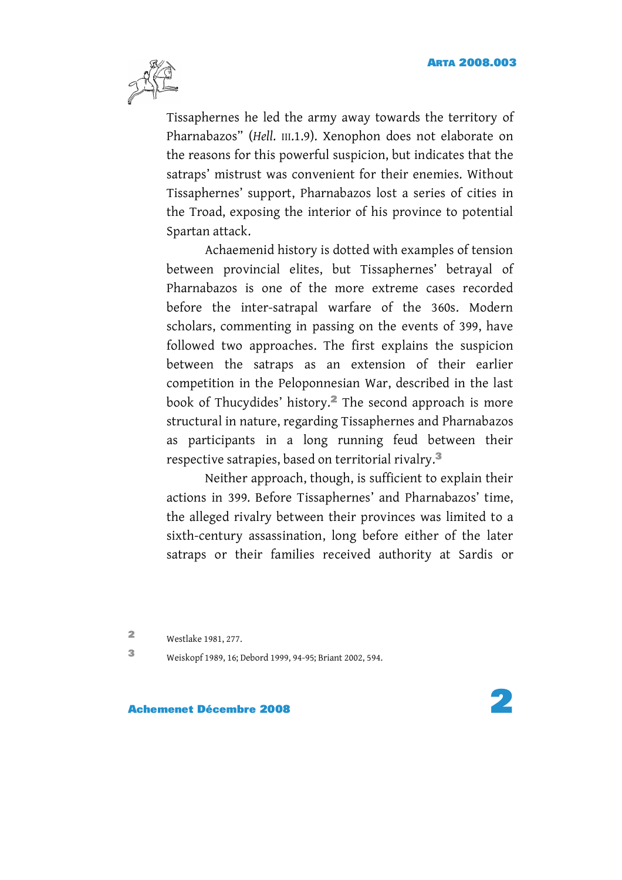Tissaphernes he led the army away towards the territory of Pharnabazos" (*Hell.* III.1.9). Xenophon does not elaborate on the reasons for this powerful suspicion, but indicates that the satraps' mistrust was convenient for their enemies. Without Tissaphernes' support, Pharnabazos lost a series of cities in the Troad, exposing the interior of his province to potential Spartan attack.

Achaemenid history is dotted with examples of tension between provincial elites, but Tissaphernes' betrayal of Pharnabazos is one of the more extreme cases recorded before the inter-satrapal warfare of the 360s. Modern scholars, commenting in passing on the events of 399, have followed two approaches. The first explains the suspicion between the satraps as an extension of their earlier competition in the Peloponnesian War, described in the last book of Thucydides' history.[2] The second approach is more structural in nature, regarding Tissaphernes and Pharnabazos as participants in a long running feud between their respective satrapies, based on territorial rivalry.[3]

Neither approach, though, is sufficient to explain their actions in 399. Before Tissaphernes' and Pharnabazos' time, the alleged rivalry between their provinces was limited to a sixth-century assassination, long before either of the later satraps or their families received authority at Sardis or

[2] Westlake 1981, 277.

[3] Weiskopf 1989, 16; Debord 1999, 94-95; Briant 2002, 594.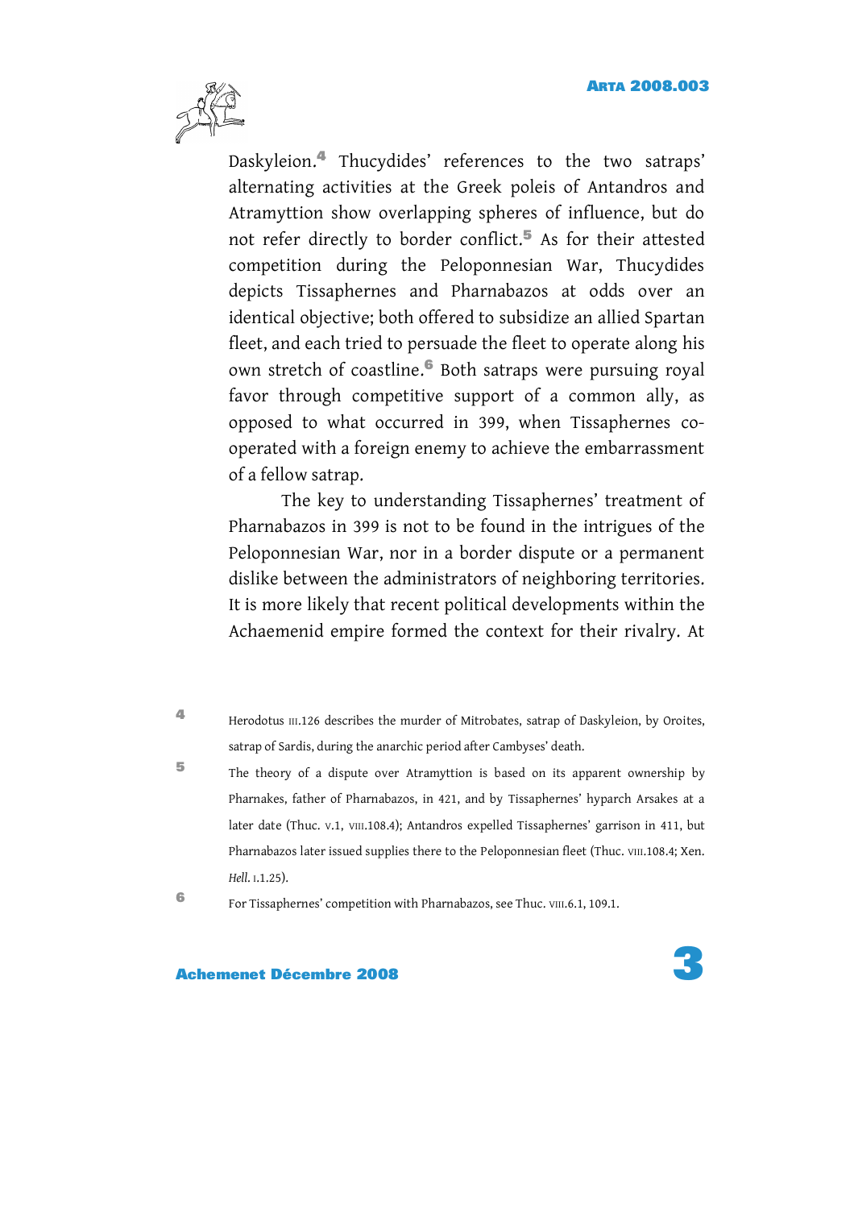Daskyleion.[4] Thucydides' references to the two satraps' alternating activities at the Greek poleis of Antandros and Atramyttion show overlapping spheres of influence, but do not refer directly to border conflict.[5] As for their attested competition during the Peloponnesian War, Thucydides depicts Tissaphernes and Pharnabazos at odds over an identical objective; both offered to subsidize an allied Spartan fleet, and each tried to persuade the fleet to operate along his own stretch of coastline.[6] Both satraps were pursuing royal favor through competitive support of a common ally, as opposed to what occurred in 399, when Tissaphernes co-operated with a foreign enemy to achieve the embarrassment of a fellow satrap.

The key to understanding Tissaphernes' treatment of Pharnabazos in 399 is not to be found in the intrigues of the Peloponnesian War, nor in a border dispute or a permanent dislike between the administrators of neighboring territories. It is more likely that recent political developments within the Achaemenid empire formed the context for their rivalry. At

[4] Herodotus III.126 describes the murder of Mitrobates, satrap of Daskyleion, by Oroites, satrap of Sardis, during the anarchic period after Cambyses' death.

[5] The theory of a dispute over Atramyttion is based on its apparent ownership by Pharnakes, father of Pharnabazos, in 421, and by Tissaphernes' hyparch Arsakes at a later date (Thuc. V.1, VIII.108.4); Antandros expelled Tissaphernes' garrison in 411, but Pharnabazos later issued supplies there to the Peloponnesian fleet (Thuc. VIII.108.4; Xen. *Hell.* I.1.25).

[6] For Tissaphernes' competition with Pharnabazos, see Thuc. VIII.6.1, 109.1.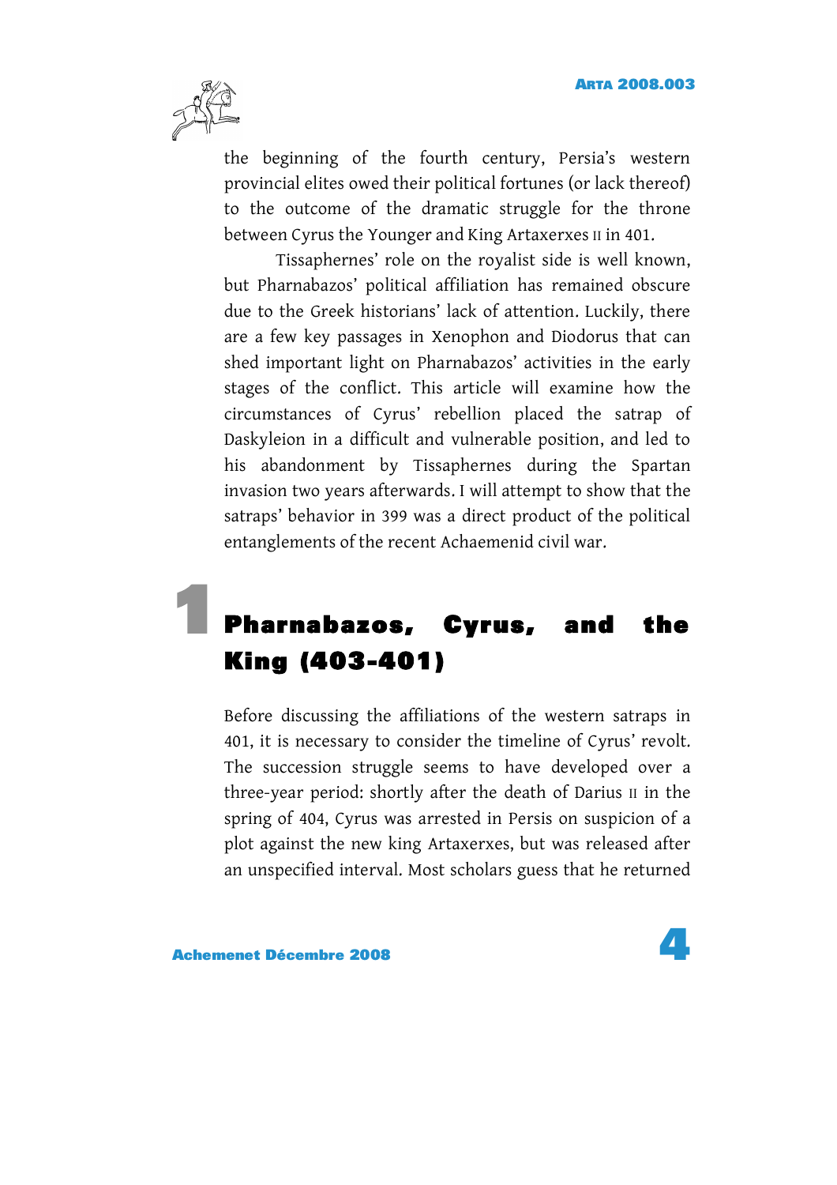the beginning of the fourth century, Persia's western provincial elites owed their political fortunes (or lack thereof) to the outcome of the dramatic struggle for the throne between Cyrus the Younger and King Artaxerxes II in 401.

Tissaphernes' role on the royalist side is well known, but Pharnabazos' political affiliation has remained obscure due to the Greek historians' lack of attention. Luckily, there are a few key passages in Xenophon and Diodorus that can shed important light on Pharnabazos' activities in the early stages of the conflict. This article will examine how the circumstances of Cyrus' rebellion placed the satrap of Daskyleion in a difficult and vulnerable position, and led to his abandonment by Tissaphernes during the Spartan invasion two years afterwards. I will attempt to show that the satraps' behavior in 399 was a direct product of the political entanglements of the recent Achaemenid civil war.

## 1 Pharnabazos, Cyrus, and the King (403-401)

Before discussing the affiliations of the western satraps in 401, it is necessary to consider the timeline of Cyrus' revolt. The succession struggle seems to have developed over a three-year period: shortly after the death of Darius II in the spring of 404, Cyrus was arrested in Persis on suspicion of a plot against the new king Artaxerxes, but was released after an unspecified interval. Most scholars guess that he returned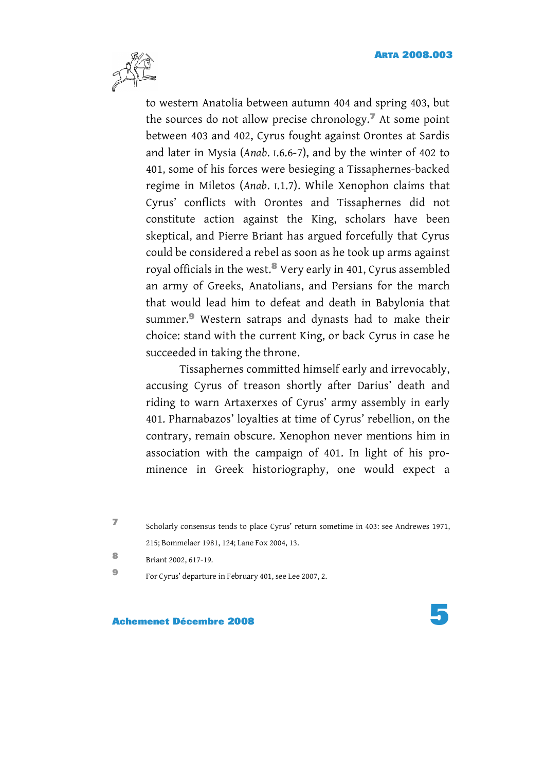to western Anatolia between autumn 404 and spring 403, but the sources do not allow precise chronology.[7] At some point between 403 and 402, Cyrus fought against Orontes at Sardis and later in Mysia (*Anab.* I.6.6-7), and by the winter of 402 to 401, some of his forces were besieging a Tissaphernes-backed regime in Miletos (*Anab.* I.1.7). While Xenophon claims that Cyrus' conflicts with Orontes and Tissaphernes did not constitute action against the King, scholars have been skeptical, and Pierre Briant has argued forcefully that Cyrus could be considered a rebel as soon as he took up arms against royal officials in the west.[8] Very early in 401, Cyrus assembled an army of Greeks, Anatolians, and Persians for the march that would lead him to defeat and death in Babylonia that summer.[9] Western satraps and dynasts had to make their choice: stand with the current King, or back Cyrus in case he succeeded in taking the throne.

Tissaphernes committed himself early and irrevocably, accusing Cyrus of treason shortly after Darius' death and riding to warn Artaxerxes of Cyrus' army assembly in early 401. Pharnabazos' loyalties at time of Cyrus' rebellion, on the contrary, remain obscure. Xenophon never mentions him in association with the campaign of 401. In light of his prominence in Greek historiography, one would expect a

[7] Scholarly consensus tends to place Cyrus' return sometime in 403: see Andrewes 1971, 215; Bommelaer 1981, 124; Lane Fox 2004, 13.

[8] Briant 2002, 617-19.

[9] For Cyrus' departure in February 401, see Lee 2007, 2.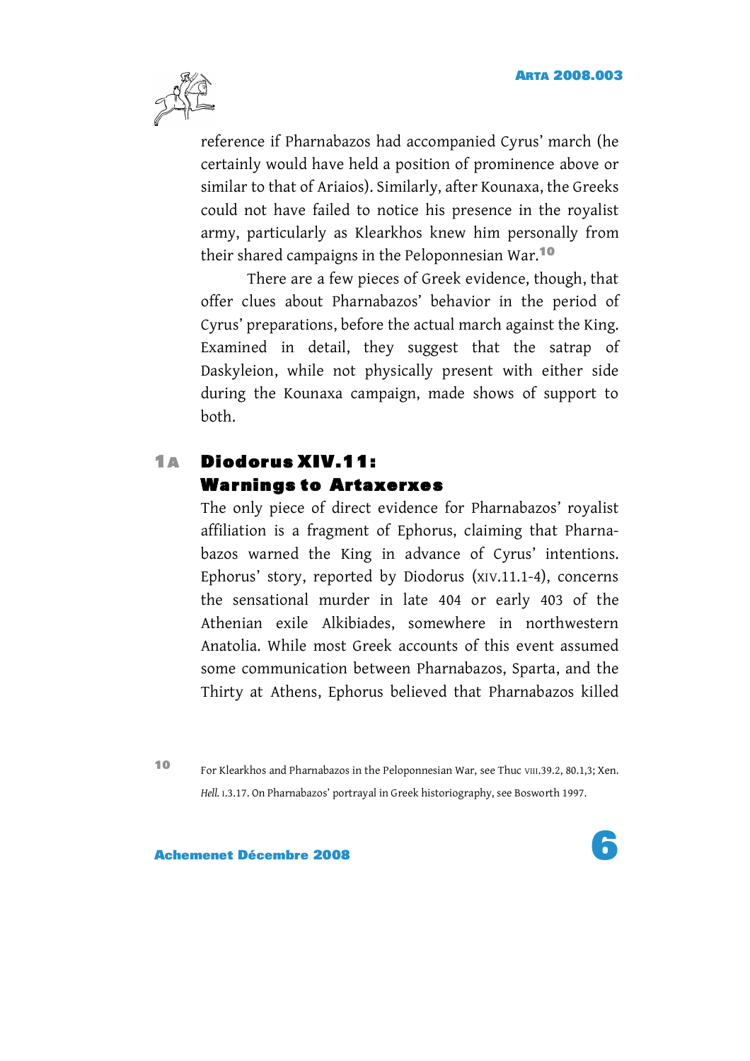reference if Pharnabazos had accompanied Cyrus' march (he certainly would have held a position of prominence above or similar to that of Ariaios). Similarly, after Kounaxa, the Greeks could not have failed to notice his presence in the royalist army, particularly as Klearkhos knew him personally from their shared campaigns in the Peloponnesian War.[10]

There are a few pieces of Greek evidence, though, that offer clues about Pharnabazos' behavior in the period of Cyrus' preparations, before the actual march against the King. Examined in detail, they suggest that the satrap of Daskyleion, while not physically present with either side during the Kounaxa campaign, made shows of support to both.

## 1A Diodorus XIV.11: Warnings to Artaxerxes

The only piece of direct evidence for Pharnabazos' royalist affiliation is a fragment of Ephorus, claiming that Pharnabazos warned the King in advance of Cyrus' intentions. Ephorus' story, reported by Diodorus (XIV.11.1-4), concerns the sensational murder in late 404 or early 403 of the Athenian exile Alkibiades, somewhere in northwestern Anatolia. While most Greek accounts of this event assumed some communication between Pharnabazos, Sparta, and the Thirty at Athens, Ephorus believed that Pharnabazos killed

[10] For Klearkhos and Pharnabazos in the Peloponnesian War, see Thuc VIII.39.2, 80.1,3; Xen. *Hell.* I.3.17. On Pharnabazos' portrayal in Greek historiography, see Bosworth 1997.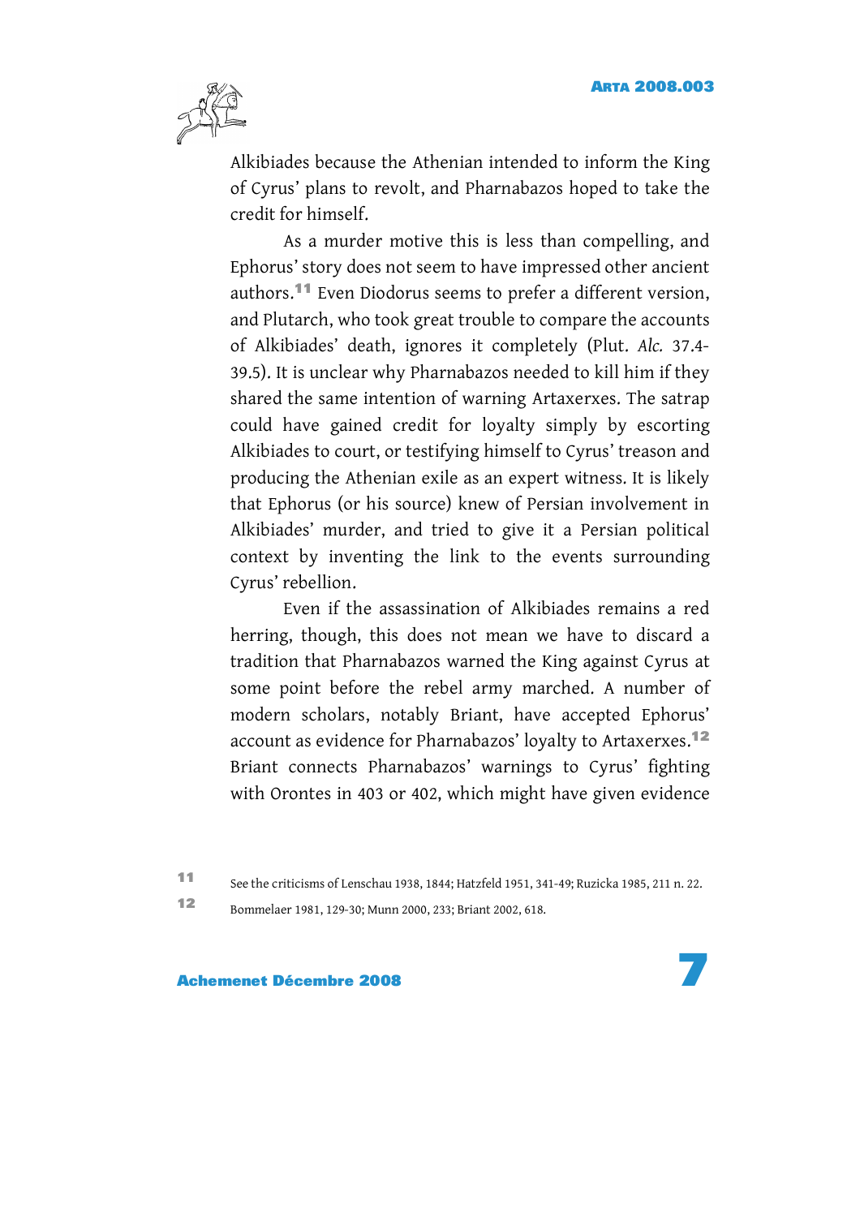Alkibiades because the Athenian intended to inform the King of Cyrus' plans to revolt, and Pharnabazos hoped to take the credit for himself.

As a murder motive this is less than compelling, and Ephorus' story does not seem to have impressed other ancient authors.[11] Even Diodorus seems to prefer a different version, and Plutarch, who took great trouble to compare the accounts of Alkibiades' death, ignores it completely (Plut. *Alc.* 37.4-39.5). It is unclear why Pharnabazos needed to kill him if they shared the same intention of warning Artaxerxes. The satrap could have gained credit for loyalty simply by escorting Alkibiades to court, or testifying himself to Cyrus' treason and producing the Athenian exile as an expert witness. It is likely that Ephorus (or his source) knew of Persian involvement in Alkibiades' murder, and tried to give it a Persian political context by inventing the link to the events surrounding Cyrus' rebellion.

Even if the assassination of Alkibiades remains a red herring, though, this does not mean we have to discard a tradition that Pharnabazos warned the King against Cyrus at some point before the rebel army marched. A number of modern scholars, notably Briant, have accepted Ephorus' account as evidence for Pharnabazos' loyalty to Artaxerxes.[12] Briant connects Pharnabazos' warnings to Cyrus' fighting with Orontes in 403 or 402, which might have given evidence

[11] See the criticisms of Lenschau 1938, 1844; Hatzfeld 1951, 341-49; Ruzicka 1985, 211 n. 22.

[12] Bommelaer 1981, 129-30; Munn 2000, 233; Briant 2002, 618.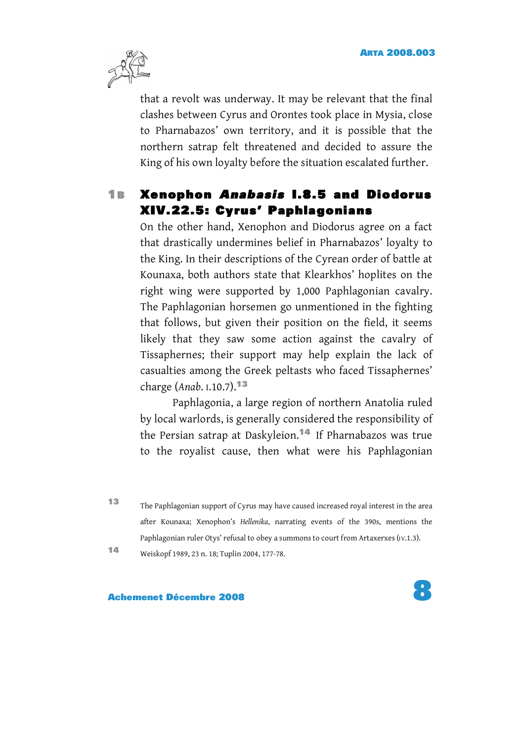that a revolt was underway. It may be relevant that the final clashes between Cyrus and Orontes took place in Mysia, close to Pharnabazos' own territory, and it is possible that the northern satrap felt threatened and decided to assure the King of his own loyalty before the situation escalated further.

## 1B Xenophon *Anabasis* I.8.5 and Diodorus XIV.22.5: Cyrus' Paphlagonians

On the other hand, Xenophon and Diodorus agree on a fact that drastically undermines belief in Pharnabazos' loyalty to the King. In their descriptions of the Cyrean order of battle at Kounaxa, both authors state that Klearkhos' hoplites on the right wing were supported by 1,000 Paphlagonian cavalry. The Paphlagonian horsemen go unmentioned in the fighting that follows, but given their position on the field, it seems likely that they saw some action against the cavalry of Tissaphernes; their support may help explain the lack of casualties among the Greek peltasts who faced Tissaphernes' charge (*Anab.* I.10.7).[13]

Paphlagonia, a large region of northern Anatolia ruled by local warlords, is generally considered the responsibility of the Persian satrap at Daskyleion.[14] If Pharnabazos was true to the royalist cause, then what were his Paphlagonian

---

[13] The Paphlagonian support of Cyrus may have caused increased royal interest in the area after Kounaxa; Xenophon's *Hellenika*, narrating events of the 390s, mentions the Paphlagonian ruler Otys' refusal to obey a summons to court from Artaxerxes (IV.1.3).

[14] Weiskopf 1989, 23 n. 18; Tuplin 2004, 177-78.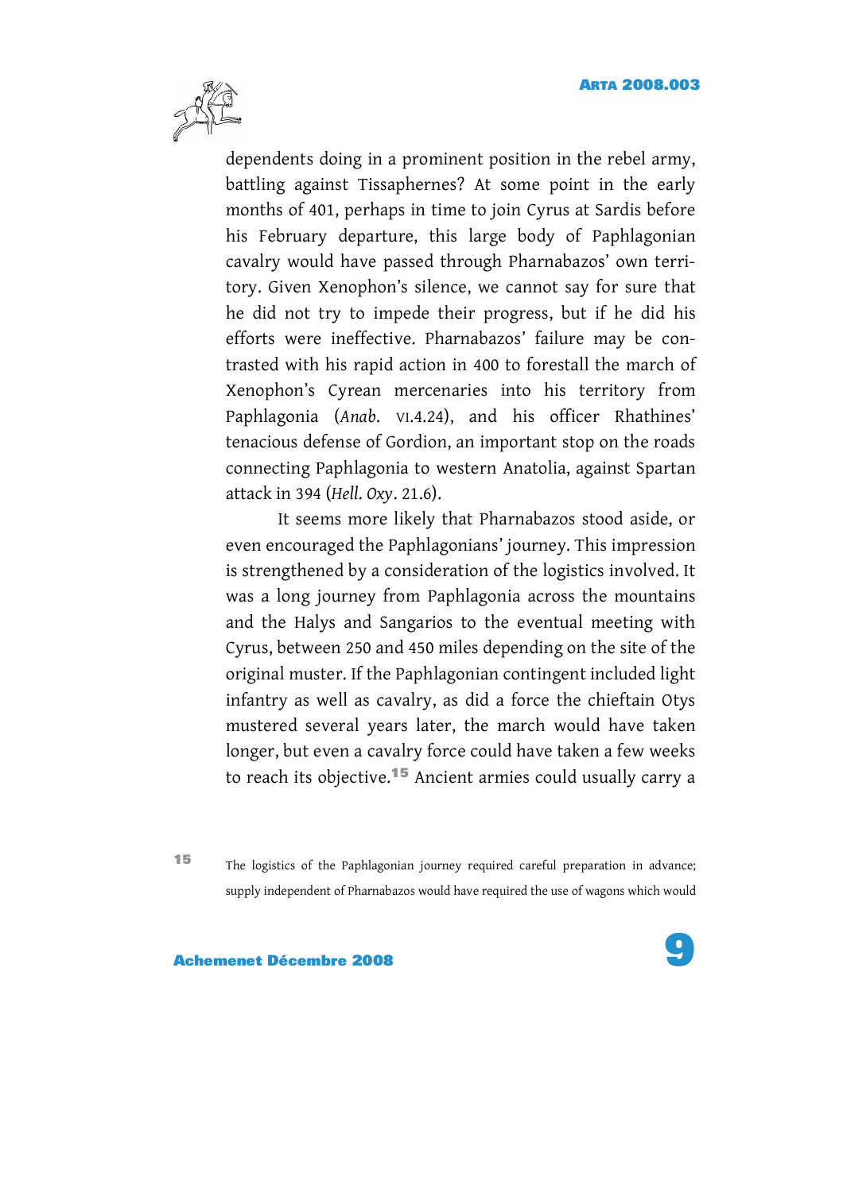dependents doing in a prominent position in the rebel army, battling against Tissaphernes? At some point in the early months of 401, perhaps in time to join Cyrus at Sardis before his February departure, this large body of Paphlagonian cavalry would have passed through Pharnabazos' own territory. Given Xenophon's silence, we cannot say for sure that he did not try to impede their progress, but if he did his efforts were ineffective. Pharnabazos' failure may be contrasted with his rapid action in 400 to forestall the march of Xenophon's Cyrean mercenaries into his territory from Paphlagonia (*Anab.* VI.4.24), and his officer Rhathines' tenacious defense of Gordion, an important stop on the roads connecting Paphlagonia to western Anatolia, against Spartan attack in 394 (*Hell. Oxy*. 21.6).

It seems more likely that Pharnabazos stood aside, or even encouraged the Paphlagonians' journey. This impression is strengthened by a consideration of the logistics involved. It was a long journey from Paphlagonia across the mountains and the Halys and Sangarios to the eventual meeting with Cyrus, between 250 and 450 miles depending on the site of the original muster. If the Paphlagonian contingent included light infantry as well as cavalry, as did a force the chieftain Otys mustered several years later, the march would have taken longer, but even a cavalry force could have taken a few weeks to reach its objective.[15] Ancient armies could usually carry a

[15] The logistics of the Paphlagonian journey required careful preparation in advance; supply independent of Pharnabazos would have required the use of wagons which would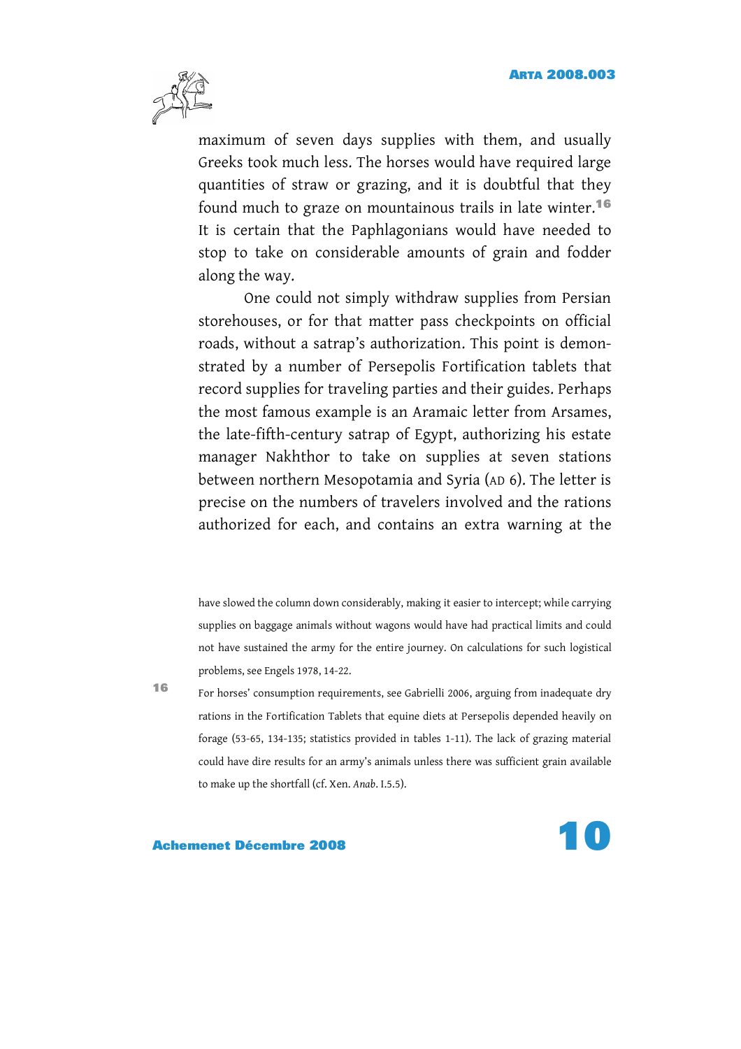maximum of seven days supplies with them, and usually Greeks took much less. The horses would have required large quantities of straw or grazing, and it is doubtful that they found much to graze on mountainous trails in late winter.[16] It is certain that the Paphlagonians would have needed to stop to take on considerable amounts of grain and fodder along the way.

One could not simply withdraw supplies from Persian storehouses, or for that matter pass checkpoints on official roads, without a satrap's authorization. This point is demonstrated by a number of Persepolis Fortification tablets that record supplies for traveling parties and their guides. Perhaps the most famous example is an Aramaic letter from Arsames, the late-fifth-century satrap of Egypt, authorizing his estate manager Nakhthor to take on supplies at seven stations between northern Mesopotamia and Syria (AD 6). The letter is precise on the numbers of travelers involved and the rations authorized for each, and contains an extra warning at the

---

have slowed the column down considerably, making it easier to intercept; while carrying supplies on baggage animals without wagons would have had practical limits and could not have sustained the army for the entire journey. On calculations for such logistical problems, see Engels 1978, 14-22.

16 For horses' consumption requirements, see Gabrielli 2006, arguing from inadequate dry rations in the Fortification Tablets that equine diets at Persepolis depended heavily on forage (53-65, 134-135; statistics provided in tables 1-11). The lack of grazing material could have dire results for an army's animals unless there was sufficient grain available to make up the shortfall (cf. Xen. *Anab*. I.5.5).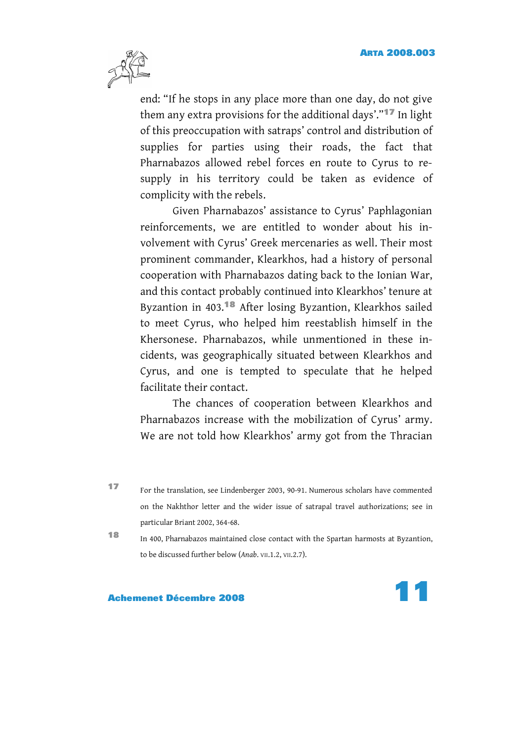end: “If he stops in any place more than one day, do not give them any extra provisions for the additional days’.”[17] In light of this preoccupation with satraps’ control and distribution of supplies for parties using their roads, the fact that Pharnabazos allowed rebel forces en route to Cyrus to resupply in his territory could be taken as evidence of complicity with the rebels.

Given Pharnabazos’ assistance to Cyrus’ Paphlagonian reinforcements, we are entitled to wonder about his involvement with Cyrus’ Greek mercenaries as well. Their most prominent commander, Klearkhos, had a history of personal cooperation with Pharnabazos dating back to the Ionian War, and this contact probably continued into Klearkhos’ tenure at Byzantion in 403.[18] After losing Byzantion, Klearkhos sailed to meet Cyrus, who helped him reestablish himself in the Khersonese. Pharnabazos, while unmentioned in these incidents, was geographically situated between Klearkhos and Cyrus, and one is tempted to speculate that he helped facilitate their contact.

The chances of cooperation between Klearkhos and Pharnabazos increase with the mobilization of Cyrus’ army. We are not told how Klearkhos’ army got from the Thracian

[17] For the translation, see Lindenberger 2003, 90-91. Numerous scholars have commented on the Nakhthor letter and the wider issue of satrapal travel authorizations; see in particular Briant 2002, 364-68.

[18] In 400, Pharnabazos maintained close contact with the Spartan harmosts at Byzantion, to be discussed further below (*Anab*. VII.1.2, VII.2.7).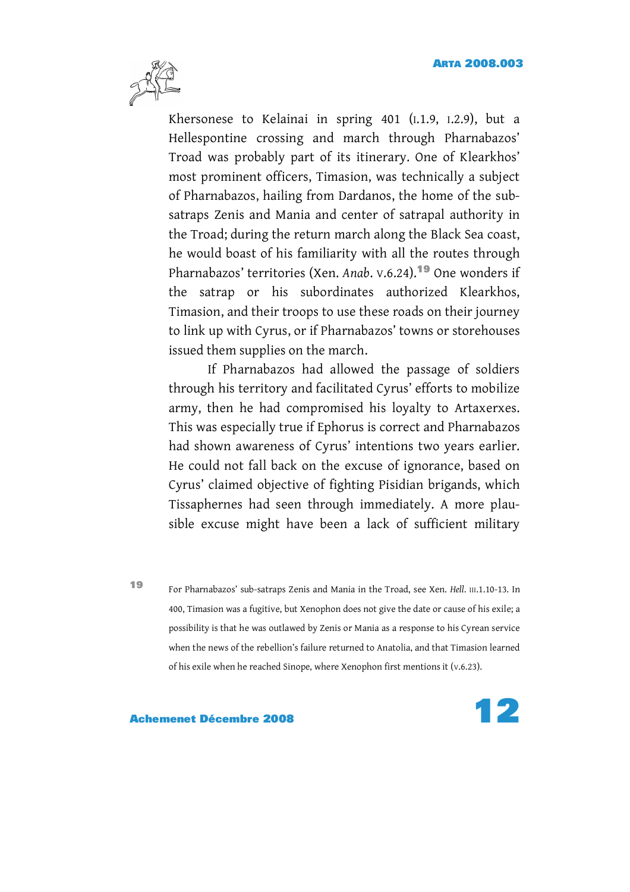Khersonese to Kelainai in spring 401 (I.1.9, I.2.9), but a Hellespontine crossing and march through Pharnabazos' Troad was probably part of its itinerary. One of Klearkhos' most prominent officers, Timasion, was technically a subject of Pharnabazos, hailing from Dardanos, the home of the sub-satraps Zenis and Mania and center of satrapal authority in the Troad; during the return march along the Black Sea coast, he would boast of his familiarity with all the routes through Pharnabazos' territories (Xen. *Anab*. V.6.24).[19] One wonders if the satrap or his subordinates authorized Klearkhos, Timasion, and their troops to use these roads on their journey to link up with Cyrus, or if Pharnabazos' towns or storehouses issued them supplies on the march.

If Pharnabazos had allowed the passage of soldiers through his territory and facilitated Cyrus' efforts to mobilize army, then he had compromised his loyalty to Artaxerxes. This was especially true if Ephorus is correct and Pharnabazos had shown awareness of Cyrus' intentions two years earlier. He could not fall back on the excuse of ignorance, based on Cyrus' claimed objective of fighting Pisidian brigands, which Tissaphernes had seen through immediately. A more plausible excuse might have been a lack of sufficient military

[19] For Pharnabazos' sub-satraps Zenis and Mania in the Troad, see Xen. *Hell*. III.1.10-13. In 400, Timasion was a fugitive, but Xenophon does not give the date or cause of his exile; a possibility is that he was outlawed by Zenis or Mania as a response to his Cyrean service when the news of the rebellion's failure returned to Anatolia, and that Timasion learned of his exile when he reached Sinope, where Xenophon first mentions it (V.6.23).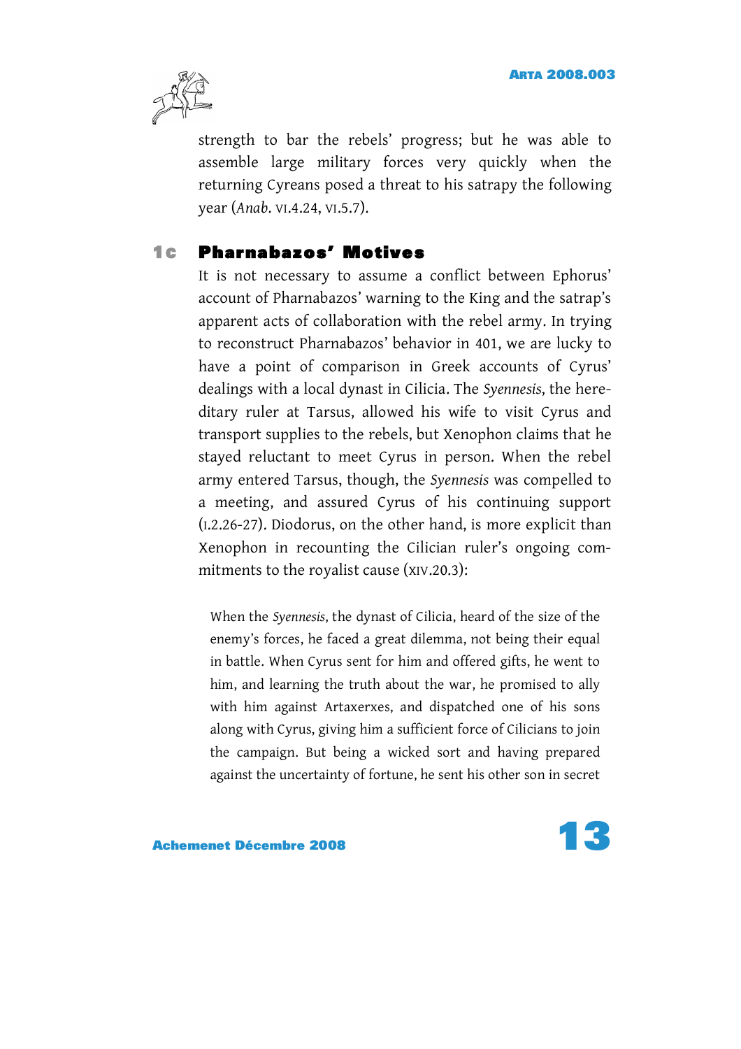strength to bar the rebels' progress; but he was able to assemble large military forces very quickly when the returning Cyreans posed a threat to his satrapy the following year (*Anab.* VI.4.24, VI.5.7).

## 1c Pharnabazos' Motives

It is not necessary to assume a conflict between Ephorus' account of Pharnabazos' warning to the King and the satrap's apparent acts of collaboration with the rebel army. In trying to reconstruct Pharnabazos' behavior in 401, we are lucky to have a point of comparison in Greek accounts of Cyrus' dealings with a local dynast in Cilicia. The *Syennesis*, the hereditary ruler at Tarsus, allowed his wife to visit Cyrus and transport supplies to the rebels, but Xenophon claims that he stayed reluctant to meet Cyrus in person. When the rebel army entered Tarsus, though, the *Syennesis* was compelled to a meeting, and assured Cyrus of his continuing support (I.2.26-27). Diodorus, on the other hand, is more explicit than Xenophon in recounting the Cilician ruler's ongoing commitments to the royalist cause (XIV.20.3):

> When the *Syennesis*, the dynast of Cilicia, heard of the size of the enemy's forces, he faced a great dilemma, not being their equal in battle. When Cyrus sent for him and offered gifts, he went to him, and learning the truth about the war, he promised to ally with him against Artaxerxes, and dispatched one of his sons along with Cyrus, giving him a sufficient force of Cilicians to join the campaign. But being a wicked sort and having prepared against the uncertainty of fortune, he sent his other son in secret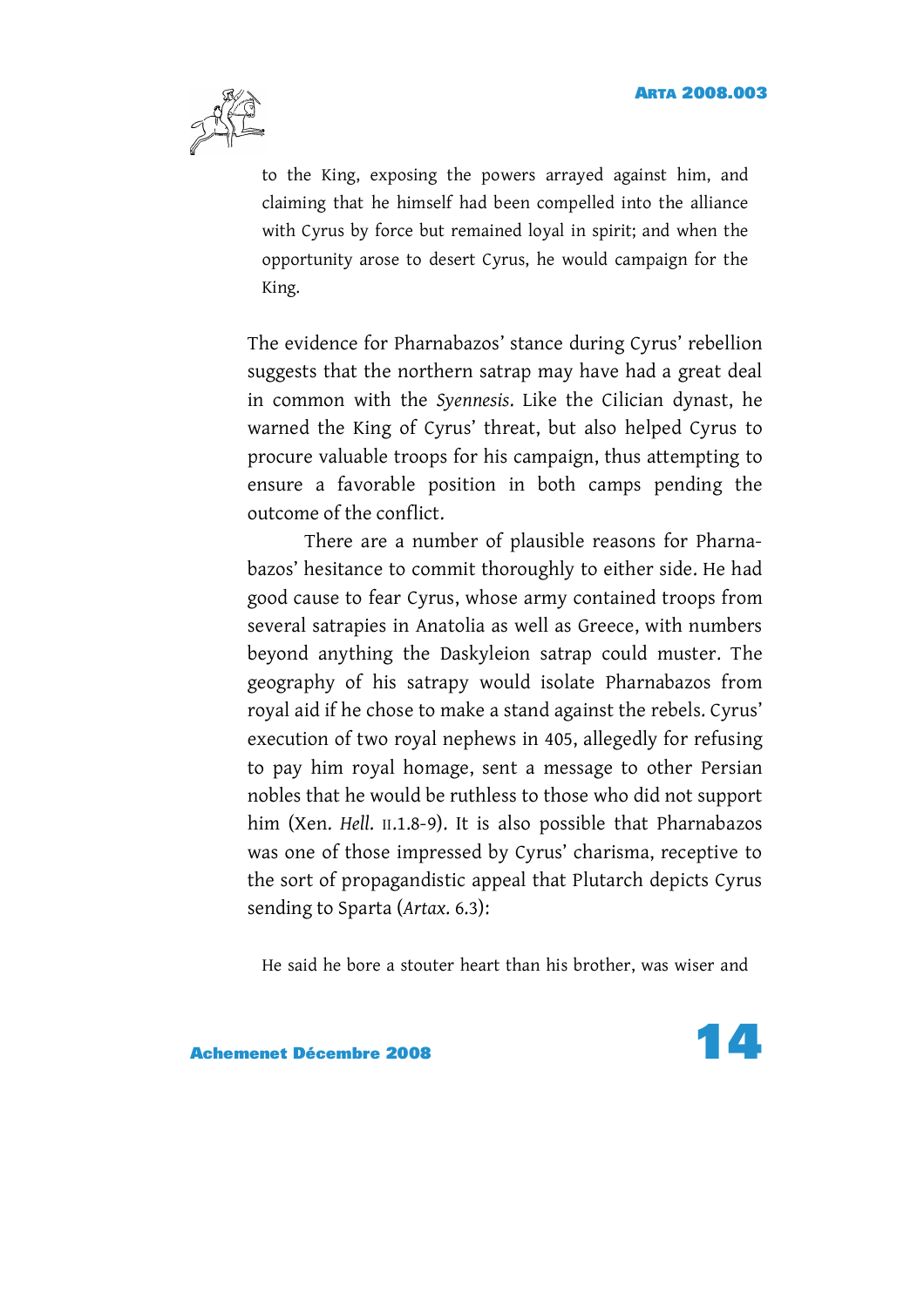> to the King, exposing the powers arrayed against him, and claiming that he himself had been compelled into the alliance with Cyrus by force but remained loyal in spirit; and when the opportunity arose to desert Cyrus, he would campaign for the King.

The evidence for Pharnabazos' stance during Cyrus' rebellion suggests that the northern satrap may have had a great deal in common with the *Syennesis*. Like the Cilician dynast, he warned the King of Cyrus' threat, but also helped Cyrus to procure valuable troops for his campaign, thus attempting to ensure a favorable position in both camps pending the outcome of the conflict.

There are a number of plausible reasons for Pharnabazos' hesitance to commit thoroughly to either side. He had good cause to fear Cyrus, whose army contained troops from several satrapies in Anatolia as well as Greece, with numbers beyond anything the Daskyleion satrap could muster. The geography of his satrapy would isolate Pharnabazos from royal aid if he chose to make a stand against the rebels. Cyrus' execution of two royal nephews in 405, allegedly for refusing to pay him royal homage, sent a message to other Persian nobles that he would be ruthless to those who did not support him (Xen. *Hell.* II.1.8-9). It is also possible that Pharnabazos was one of those impressed by Cyrus' charisma, receptive to the sort of propagandistic appeal that Plutarch depicts Cyrus sending to Sparta (*Artax.* 6.3):

> He said he bore a stouter heart than his brother, was wiser and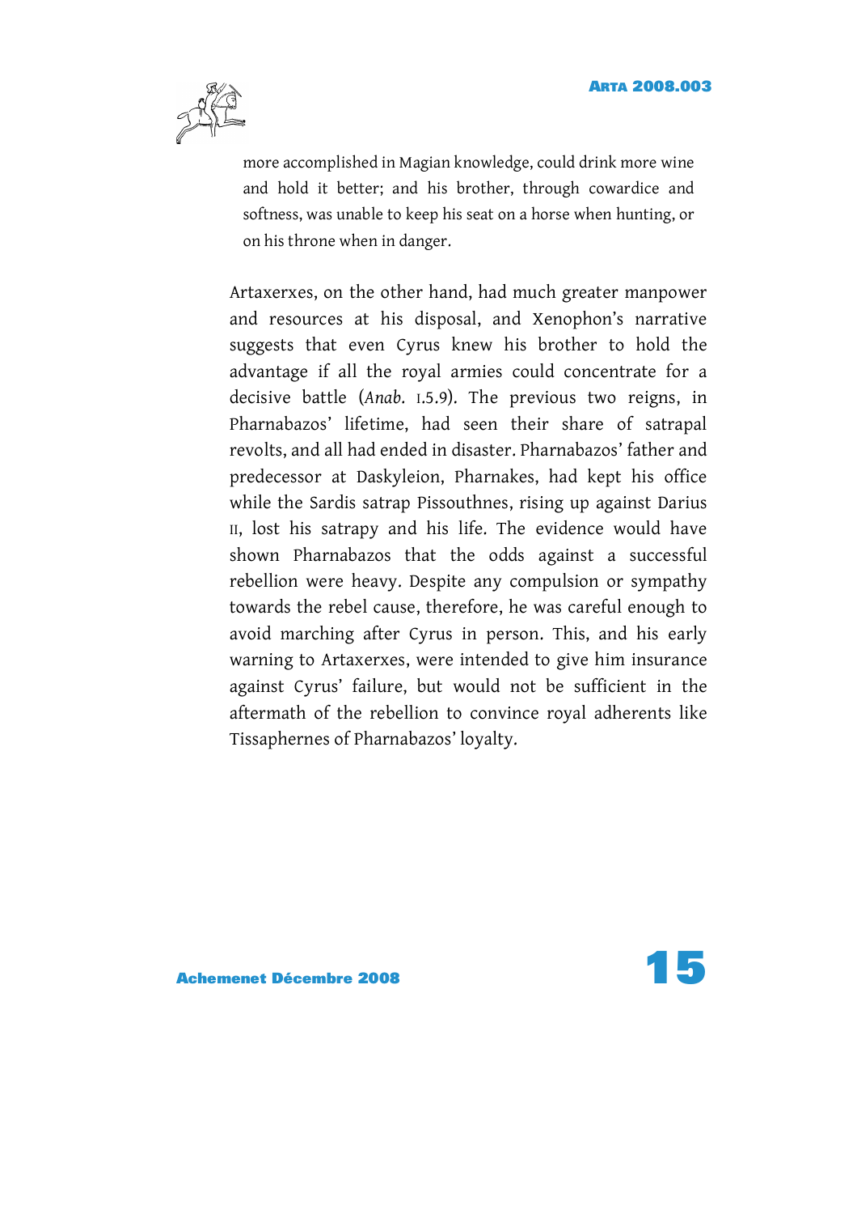> more accomplished in Magian knowledge, could drink more wine and hold it better; and his brother, through cowardice and softness, was unable to keep his seat on a horse when hunting, or on his throne when in danger.

Artaxerxes, on the other hand, had much greater manpower and resources at his disposal, and Xenophon's narrative suggests that even Cyrus knew his brother to hold the advantage if all the royal armies could concentrate for a decisive battle (*Anab.* I.5.9). The previous two reigns, in Pharnabazos' lifetime, had seen their share of satrapal revolts, and all had ended in disaster. Pharnabazos' father and predecessor at Daskyleion, Pharnakes, had kept his office while the Sardis satrap Pissouthnes, rising up against Darius II, lost his satrapy and his life. The evidence would have shown Pharnabazos that the odds against a successful rebellion were heavy. Despite any compulsion or sympathy towards the rebel cause, therefore, he was careful enough to avoid marching after Cyrus in person. This, and his early warning to Artaxerxes, were intended to give him insurance against Cyrus' failure, but would not be sufficient in the aftermath of the rebellion to convince royal adherents like Tissaphernes of Pharnabazos' loyalty.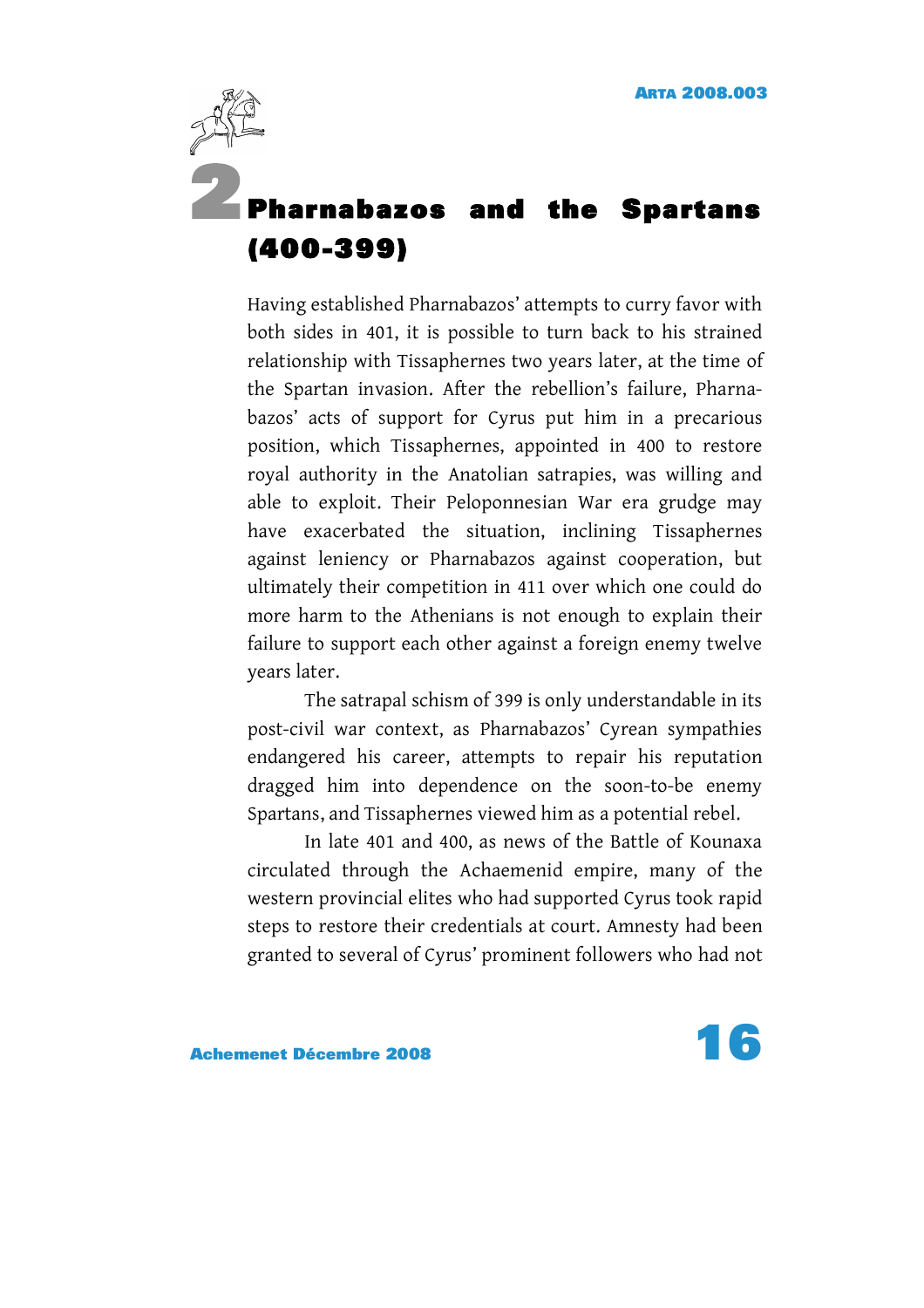## 2 Pharnabazos and the Spartans (400-399)

Having established Pharnabazos' attempts to curry favor with both sides in 401, it is possible to turn back to his strained relationship with Tissaphernes two years later, at the time of the Spartan invasion. After the rebellion's failure, Pharnabazos' acts of support for Cyrus put him in a precarious position, which Tissaphernes, appointed in 400 to restore royal authority in the Anatolian satrapies, was willing and able to exploit. Their Peloponnesian War era grudge may have exacerbated the situation, inclining Tissaphernes against leniency or Pharnabazos against cooperation, but ultimately their competition in 411 over which one could do more harm to the Athenians is not enough to explain their failure to support each other against a foreign enemy twelve years later.

The satrapal schism of 399 is only understandable in its post-civil war context, as Pharnabazos' Cyrean sympathies endangered his career, attempts to repair his reputation dragged him into dependence on the soon-to-be enemy Spartans, and Tissaphernes viewed him as a potential rebel.

In late 401 and 400, as news of the Battle of Kounaxa circulated through the Achaemenid empire, many of the western provincial elites who had supported Cyrus took rapid steps to restore their credentials at court. Amnesty had been granted to several of Cyrus' prominent followers who had not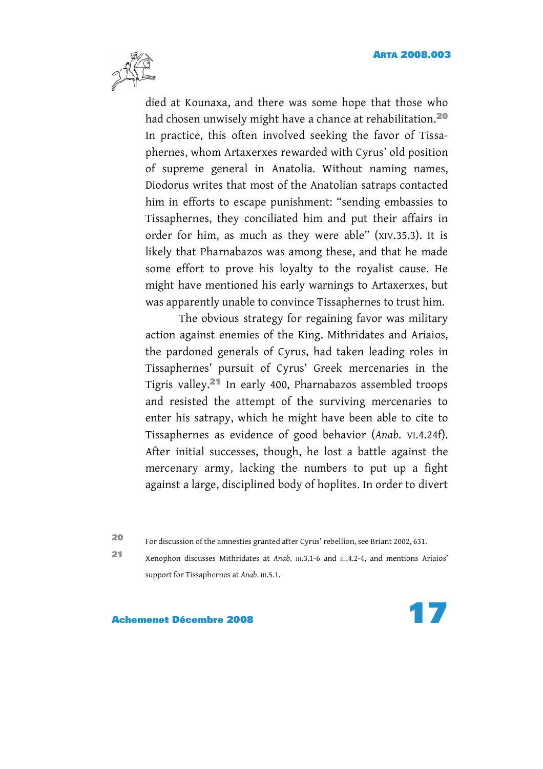died at Kounaxa, and there was some hope that those who had chosen unwisely might have a chance at rehabilitation.[20] In practice, this often involved seeking the favor of Tissaphernes, whom Artaxerxes rewarded with Cyrus' old position of supreme general in Anatolia. Without naming names, Diodorus writes that most of the Anatolian satraps contacted him in efforts to escape punishment: "sending embassies to Tissaphernes, they conciliated him and put their affairs in order for him, as much as they were able" (XIV.35.3). It is likely that Pharnabazos was among these, and that he made some effort to prove his loyalty to the royalist cause. He might have mentioned his early warnings to Artaxerxes, but was apparently unable to convince Tissaphernes to trust him.

The obvious strategy for regaining favor was military action against enemies of the King. Mithridates and Ariaios, the pardoned generals of Cyrus, had taken leading roles in Tissaphernes' pursuit of Cyrus' Greek mercenaries in the Tigris valley.[21] In early 400, Pharnabazos assembled troops and resisted the attempt of the surviving mercenaries to enter his satrapy, which he might have been able to cite to Tissaphernes as evidence of good behavior (*Anab.* VI.4.24f). After initial successes, though, he lost a battle against the mercenary army, lacking the numbers to put up a fight against a large, disciplined body of hoplites. In order to divert

---

[20] For discussion of the amnesties granted after Cyrus' rebellion, see Briant 2002, 631.

[21] Xenophon discusses Mithridates at *Anab.* III.3.1-6 and III.4.2-4, and mentions Ariaios' support for Tissaphernes at *Anab.* III.5.1.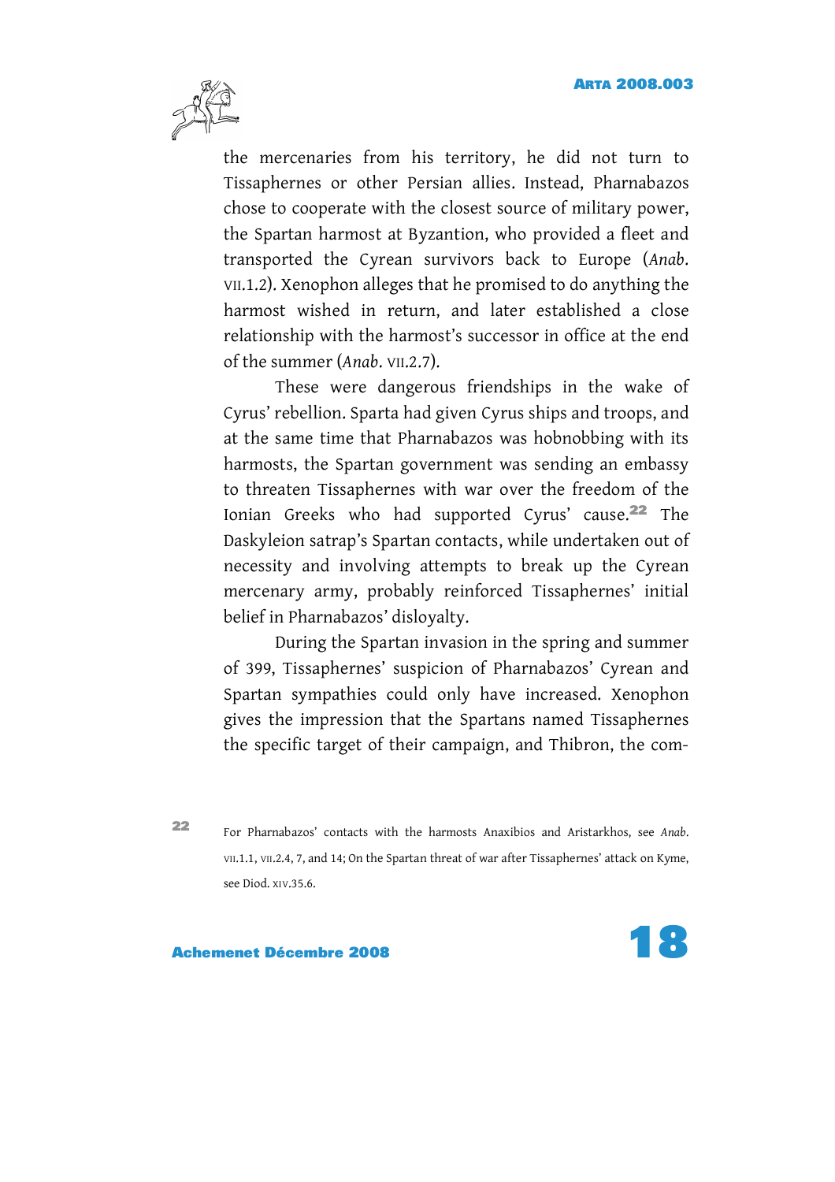the mercenaries from his territory, he did not turn to Tissaphernes or other Persian allies. Instead, Pharnabazos chose to cooperate with the closest source of military power, the Spartan harmost at Byzantion, who provided a fleet and transported the Cyrean survivors back to Europe (*Anab.* VII.1.2). Xenophon alleges that he promised to do anything the harmost wished in return, and later established a close relationship with the harmost's successor in office at the end of the summer (*Anab.* VII.2.7).

These were dangerous friendships in the wake of Cyrus' rebellion. Sparta had given Cyrus ships and troops, and at the same time that Pharnabazos was hobnobbing with its harmosts, the Spartan government was sending an embassy to threaten Tissaphernes with war over the freedom of the Ionian Greeks who had supported Cyrus' cause.[22] The Daskyleion satrap's Spartan contacts, while undertaken out of necessity and involving attempts to break up the Cyrean mercenary army, probably reinforced Tissaphernes' initial belief in Pharnabazos' disloyalty.

During the Spartan invasion in the spring and summer of 399, Tissaphernes' suspicion of Pharnabazos' Cyrean and Spartan sympathies could only have increased. Xenophon gives the impression that the Spartans named Tissaphernes the specific target of their campaign, and Thibron, the com-

[22] For Pharnabazos' contacts with the harmosts Anaxibios and Aristarkhos, see *Anab.* VII.1.1, VII.2.4, 7, and 14; On the Spartan threat of war after Tissaphernes' attack on Kyme, see Diod. XIV.35.6.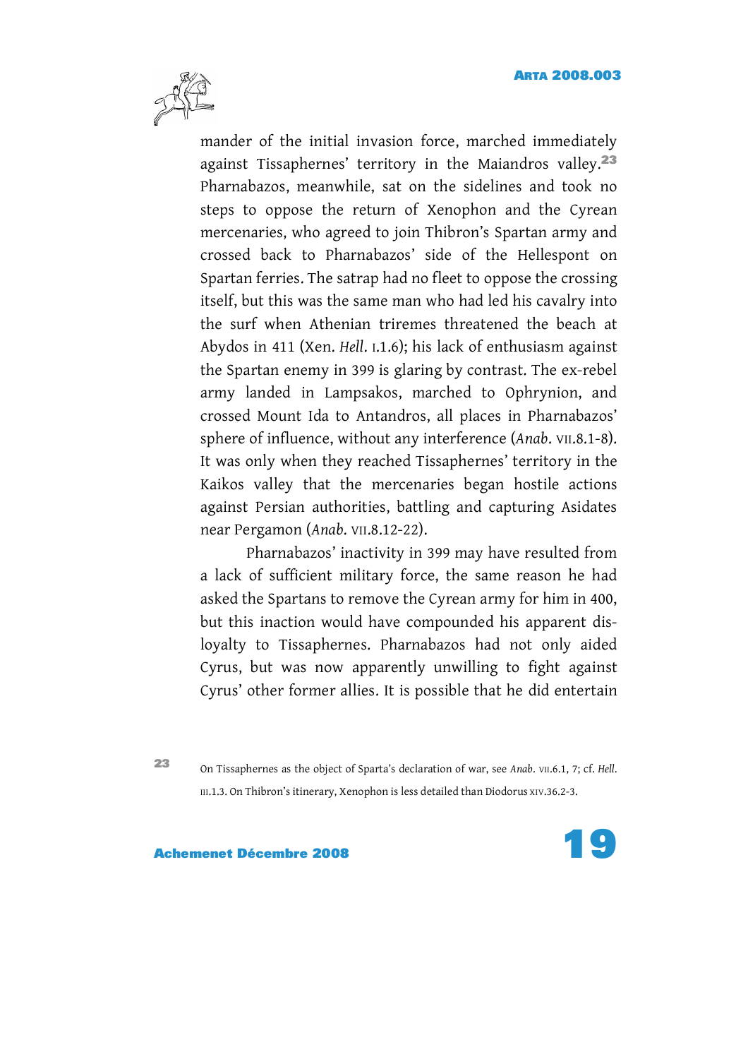mander of the initial invasion force, marched immediately against Tissaphernes' territory in the Maiandros valley.[23] Pharnabazos, meanwhile, sat on the sidelines and took no steps to oppose the return of Xenophon and the Cyrean mercenaries, who agreed to join Thibron's Spartan army and crossed back to Pharnabazos' side of the Hellespont on Spartan ferries. The satrap had no fleet to oppose the crossing itself, but this was the same man who had led his cavalry into the surf when Athenian triremes threatened the beach at Abydos in 411 (Xen. *Hell.* I.1.6); his lack of enthusiasm against the Spartan enemy in 399 is glaring by contrast. The ex-rebel army landed in Lampsakos, marched to Ophrynion, and crossed Mount Ida to Antandros, all places in Pharnabazos' sphere of influence, without any interference (*Anab.* VII.8.1-8). It was only when they reached Tissaphernes' territory in the Kaikos valley that the mercenaries began hostile actions against Persian authorities, battling and capturing Asidates near Pergamon (*Anab.* VII.8.12-22).

Pharnabazos' inactivity in 399 may have resulted from a lack of sufficient military force, the same reason he had asked the Spartans to remove the Cyrean army for him in 400, but this inaction would have compounded his apparent disloyalty to Tissaphernes. Pharnabazos had not only aided Cyrus, but was now apparently unwilling to fight against Cyrus' other former allies. It is possible that he did entertain

[23] On Tissaphernes as the object of Sparta's declaration of war, see *Anab.* VII.6.1, 7; cf. *Hell.* III.1.3. On Thibron's itinerary, Xenophon is less detailed than Diodorus XIV.36.2-3.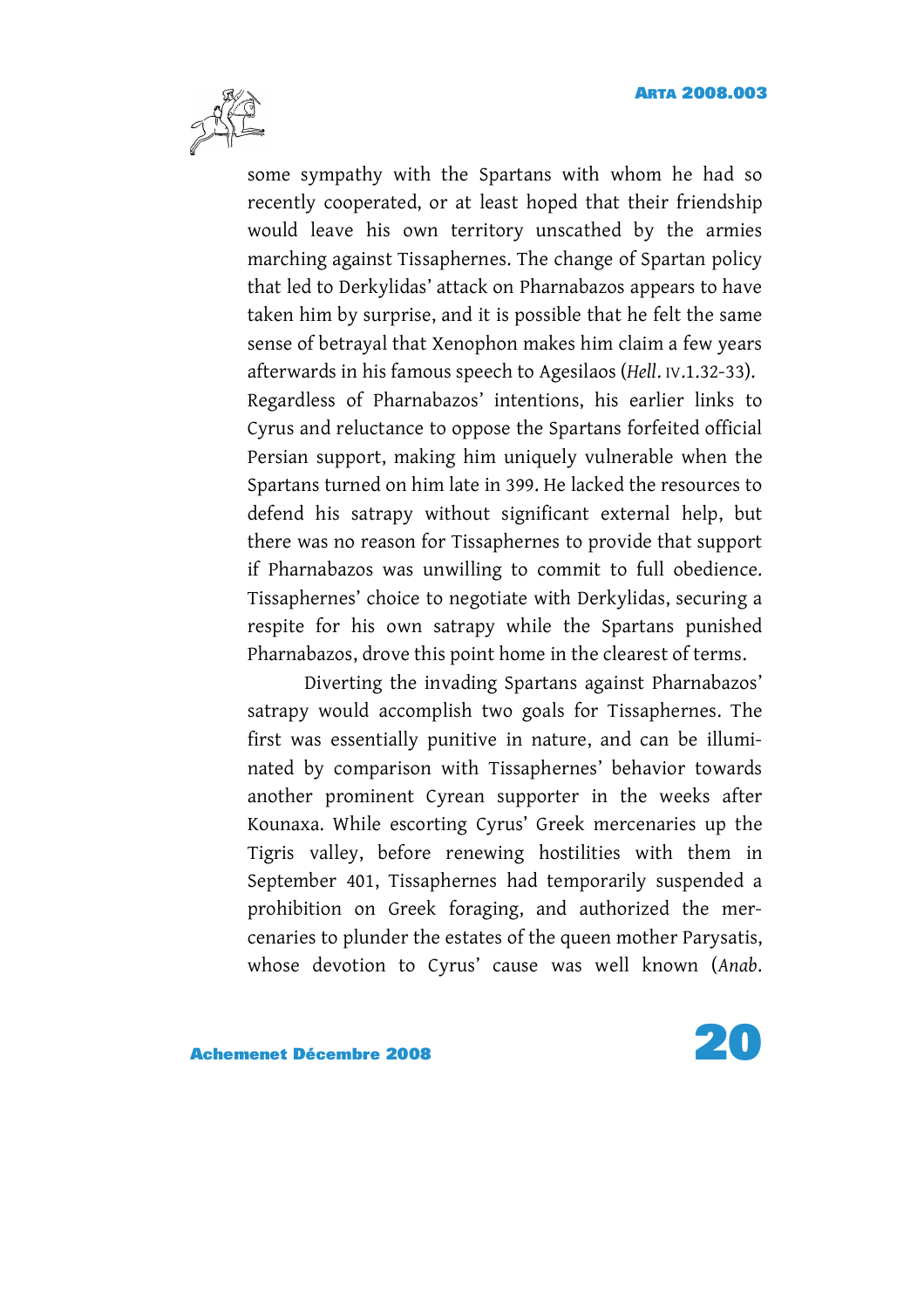some sympathy with the Spartans with whom he had so recently cooperated, or at least hoped that their friendship would leave his own territory unscathed by the armies marching against Tissaphernes. The change of Spartan policy that led to Derkylidas' attack on Pharnabazos appears to have taken him by surprise, and it is possible that he felt the same sense of betrayal that Xenophon makes him claim a few years afterwards in his famous speech to Agesilaos (*Hell*. IV.1.32-33). Regardless of Pharnabazos' intentions, his earlier links to Cyrus and reluctance to oppose the Spartans forfeited official Persian support, making him uniquely vulnerable when the Spartans turned on him late in 399. He lacked the resources to defend his satrapy without significant external help, but there was no reason for Tissaphernes to provide that support if Pharnabazos was unwilling to commit to full obedience. Tissaphernes' choice to negotiate with Derkylidas, securing a respite for his own satrapy while the Spartans punished Pharnabazos, drove this point home in the clearest of terms.

Diverting the invading Spartans against Pharnabazos' satrapy would accomplish two goals for Tissaphernes. The first was essentially punitive in nature, and can be illuminated by comparison with Tissaphernes' behavior towards another prominent Cyrean supporter in the weeks after Kounaxa. While escorting Cyrus' Greek mercenaries up the Tigris valley, before renewing hostilities with them in September 401, Tissaphernes had temporarily suspended a prohibition on Greek foraging, and authorized the mercenaries to plunder the estates of the queen mother Parysatis, whose devotion to Cyrus' cause was well known (*Anab*.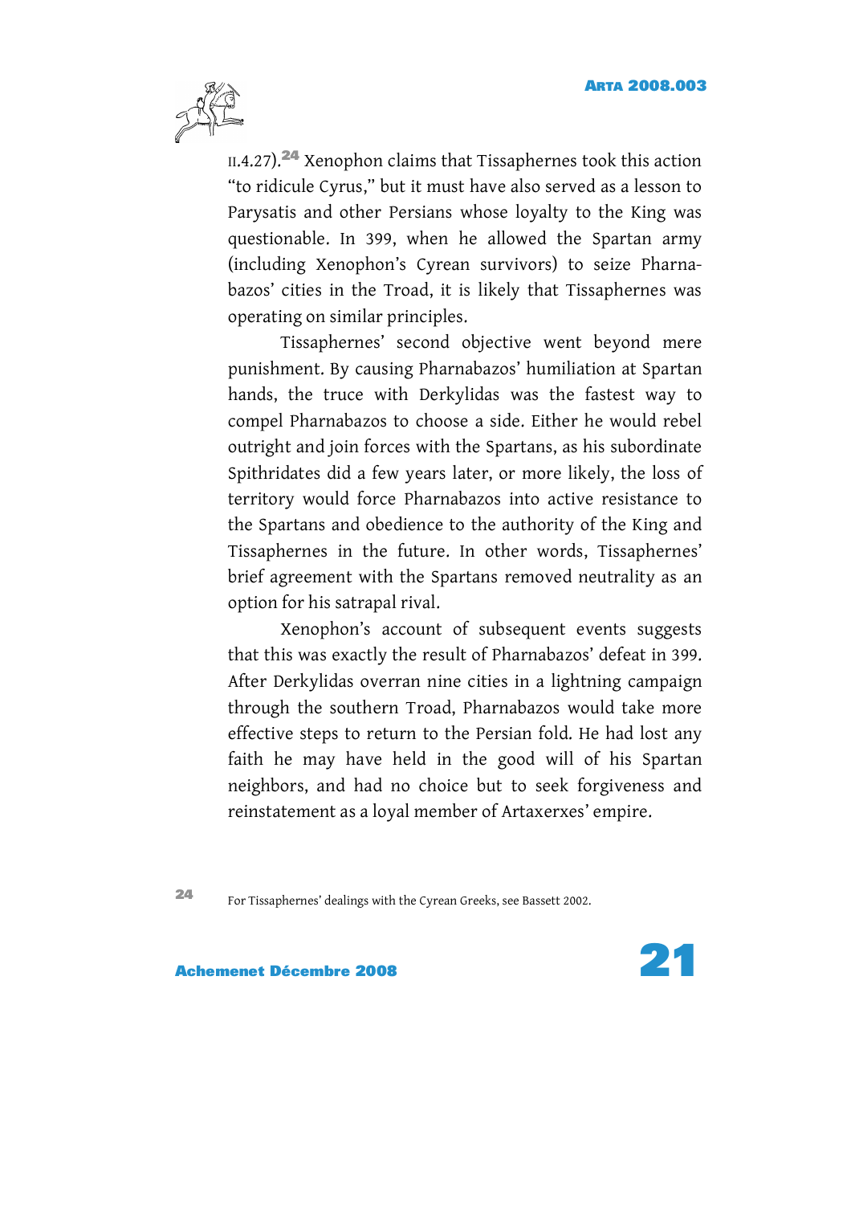II.4.27).[24] Xenophon claims that Tissaphernes took this action "to ridicule Cyrus," but it must have also served as a lesson to Parysatis and other Persians whose loyalty to the King was questionable. In 399, when he allowed the Spartan army (including Xenophon's Cyrean survivors) to seize Pharnabazos' cities in the Troad, it is likely that Tissaphernes was operating on similar principles.

Tissaphernes' second objective went beyond mere punishment. By causing Pharnabazos' humiliation at Spartan hands, the truce with Derkylidas was the fastest way to compel Pharnabazos to choose a side. Either he would rebel outright and join forces with the Spartans, as his subordinate Spithridates did a few years later, or more likely, the loss of territory would force Pharnabazos into active resistance to the Spartans and obedience to the authority of the King and Tissaphernes in the future. In other words, Tissaphernes' brief agreement with the Spartans removed neutrality as an option for his satrapal rival.

Xenophon's account of subsequent events suggests that this was exactly the result of Pharnabazos' defeat in 399. After Derkylidas overran nine cities in a lightning campaign through the southern Troad, Pharnabazos would take more effective steps to return to the Persian fold. He had lost any faith he may have held in the good will of his Spartan neighbors, and had no choice but to seek forgiveness and reinstatement as a loyal member of Artaxerxes' empire.

[24] For Tissaphernes' dealings with the Cyrean Greeks, see Bassett 2002.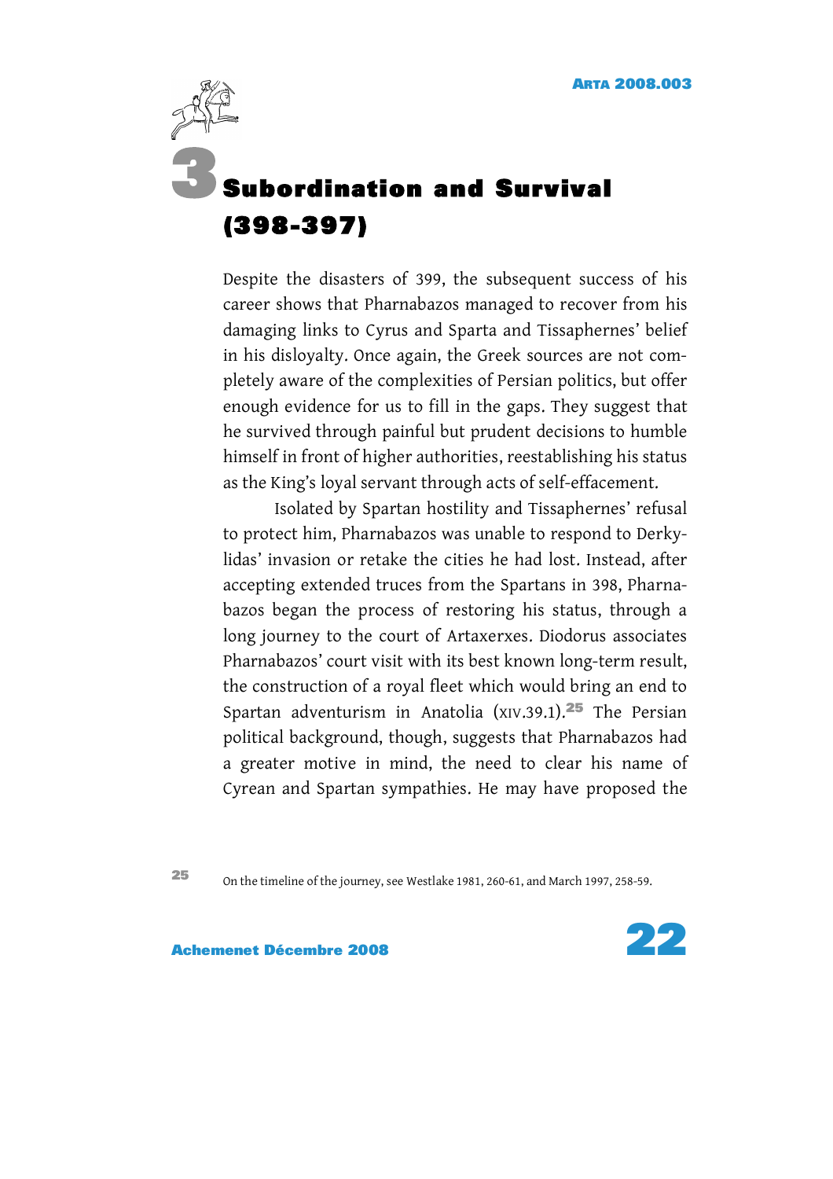# 3 Subordination and Survival (398-397)

Despite the disasters of 399, the subsequent success of his career shows that Pharnabazos managed to recover from his damaging links to Cyrus and Sparta and Tissaphernes' belief in his disloyalty. Once again, the Greek sources are not completely aware of the complexities of Persian politics, but offer enough evidence for us to fill in the gaps. They suggest that he survived through painful but prudent decisions to humble himself in front of higher authorities, reestablishing his status as the King's loyal servant through acts of self-effacement.

Isolated by Spartan hostility and Tissaphernes' refusal to protect him, Pharnabazos was unable to respond to Derkylidas' invasion or retake the cities he had lost. Instead, after accepting extended truces from the Spartans in 398, Pharnabazos began the process of restoring his status, through a long journey to the court of Artaxerxes. Diodorus associates Pharnabazos' court visit with its best known long-term result, the construction of a royal fleet which would bring an end to Spartan adventurism in Anatolia (XIV.39.1).[25] The Persian political background, though, suggests that Pharnabazos had a greater motive in mind, the need to clear his name of Cyrean and Spartan sympathies. He may have proposed the

[25] On the timeline of the journey, see Westlake 1981, 260-61, and March 1997, 258-59.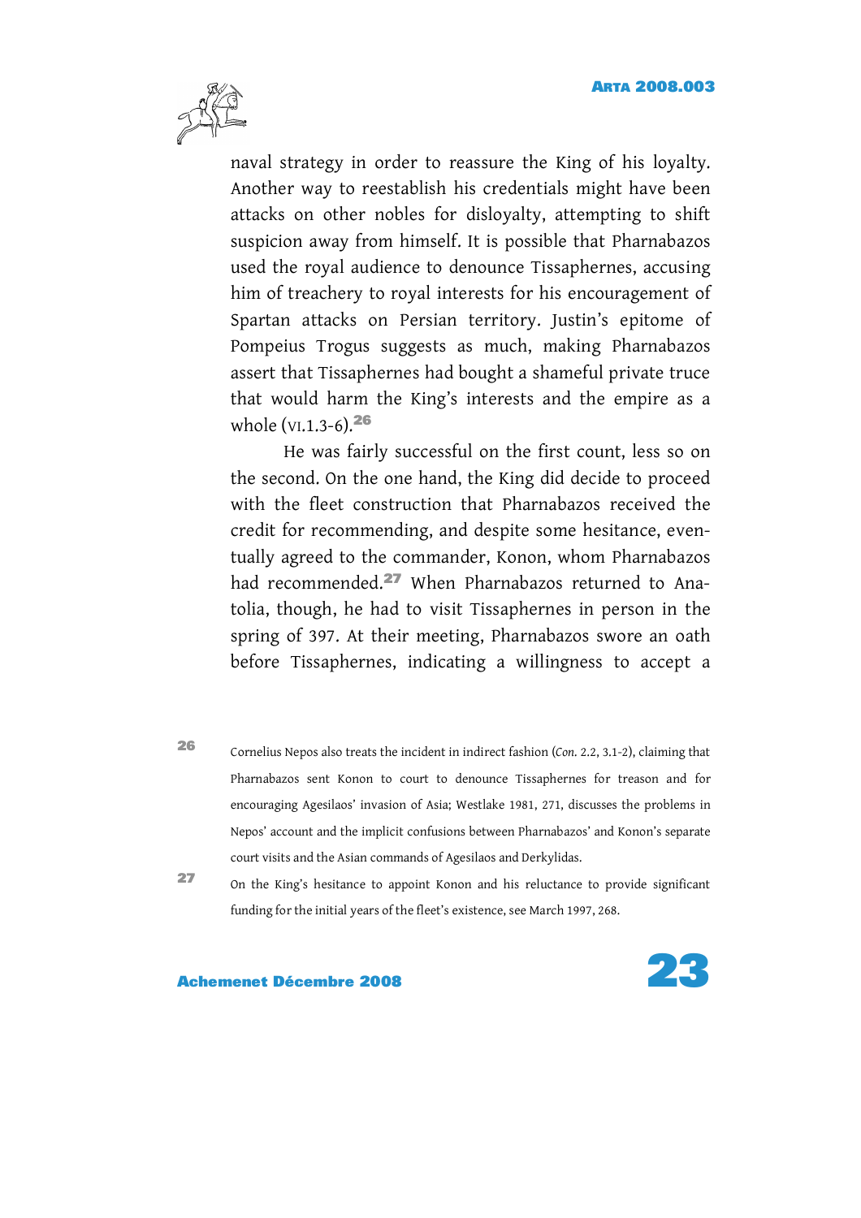naval strategy in order to reassure the King of his loyalty. Another way to reestablish his credentials might have been attacks on other nobles for disloyalty, attempting to shift suspicion away from himself. It is possible that Pharnabazos used the royal audience to denounce Tissaphernes, accusing him of treachery to royal interests for his encouragement of Spartan attacks on Persian territory. Justin's epitome of Pompeius Trogus suggests as much, making Pharnabazos assert that Tissaphernes had bought a shameful private truce that would harm the King's interests and the empire as a whole (VI.1.3-6).[26]

He was fairly successful on the first count, less so on the second. On the one hand, the King did decide to proceed with the fleet construction that Pharnabazos received the credit for recommending, and despite some hesitance, eventually agreed to the commander, Konon, whom Pharnabazos had recommended.[27] When Pharnabazos returned to Anatolia, though, he had to visit Tissaphernes in person in the spring of 397. At their meeting, Pharnabazos swore an oath before Tissaphernes, indicating a willingness to accept a

[26] Cornelius Nepos also treats the incident in indirect fashion (*Con.* 2.2, 3.1-2), claiming that Pharnabazos sent Konon to court to denounce Tissaphernes for treason and for encouraging Agesilaos' invasion of Asia; Westlake 1981, 271, discusses the problems in Nepos' account and the implicit confusions between Pharnabazos' and Konon's separate court visits and the Asian commands of Agesilaos and Derkylidas.

[27] On the King's hesitance to appoint Konon and his reluctance to provide significant funding for the initial years of the fleet's existence, see March 1997, 268.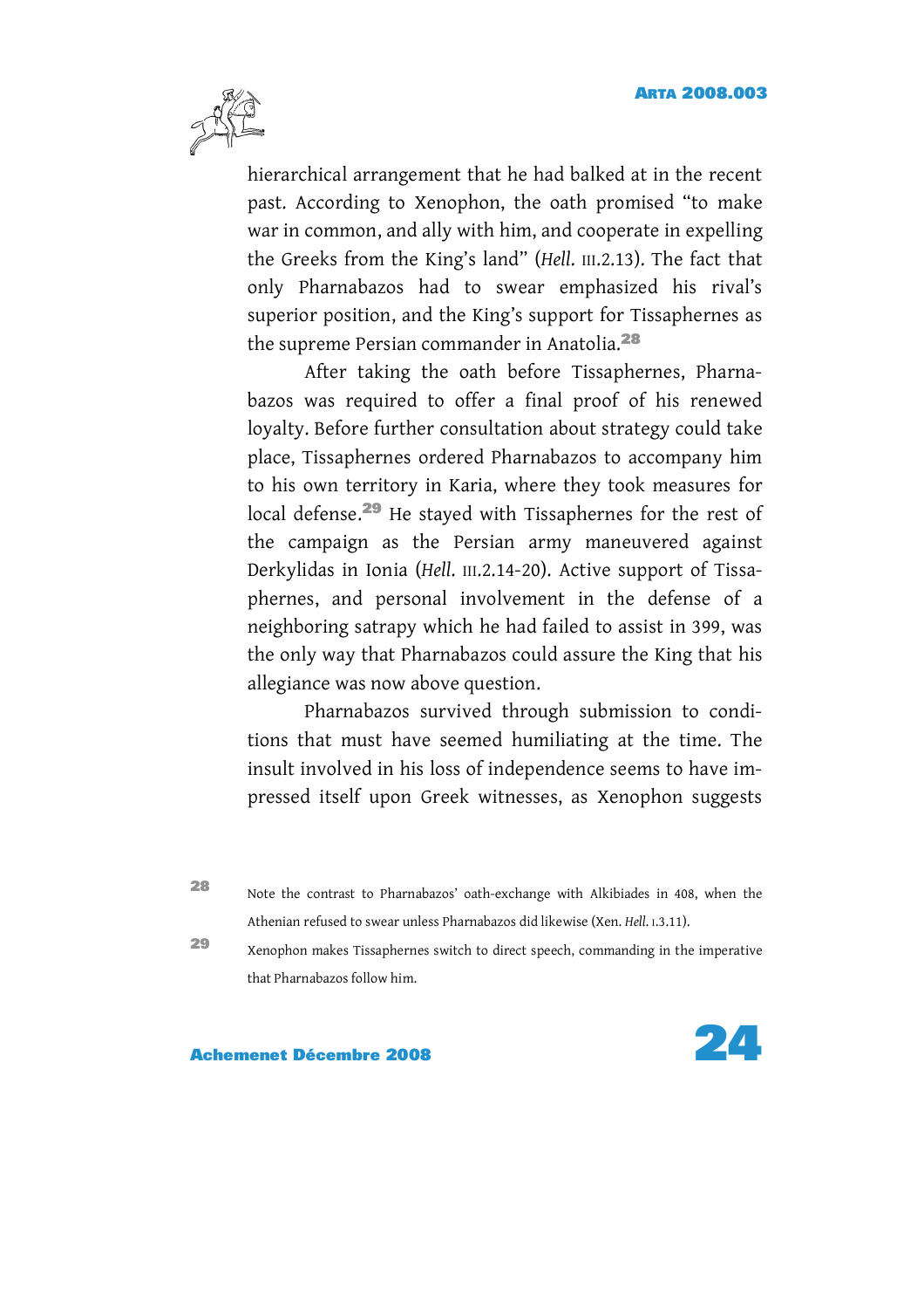hierarchical arrangement that he had balked at in the recent past. According to Xenophon, the oath promised "to make war in common, and ally with him, and cooperate in expelling the Greeks from the King's land" (*Hell.* III.2.13). The fact that only Pharnabazos had to swear emphasized his rival's superior position, and the King's support for Tissaphernes as the supreme Persian commander in Anatolia.[28]

After taking the oath before Tissaphernes, Pharnabazos was required to offer a final proof of his renewed loyalty. Before further consultation about strategy could take place, Tissaphernes ordered Pharnabazos to accompany him to his own territory in Karia, where they took measures for local defense.[29] He stayed with Tissaphernes for the rest of the campaign as the Persian army maneuvered against Derkylidas in Ionia (*Hell.* III.2.14-20). Active support of Tissaphernes, and personal involvement in the defense of a neighboring satrapy which he had failed to assist in 399, was the only way that Pharnabazos could assure the King that his allegiance was now above question.

Pharnabazos survived through submission to conditions that must have seemed humiliating at the time. The insult involved in his loss of independence seems to have impressed itself upon Greek witnesses, as Xenophon suggests

[28] Note the contrast to Pharnabazos' oath-exchange with Alkibiades in 408, when the Athenian refused to swear unless Pharnabazos did likewise (Xen. *Hell.* I.3.11).

[29] Xenophon makes Tissaphernes switch to direct speech, commanding in the imperative that Pharnabazos follow him.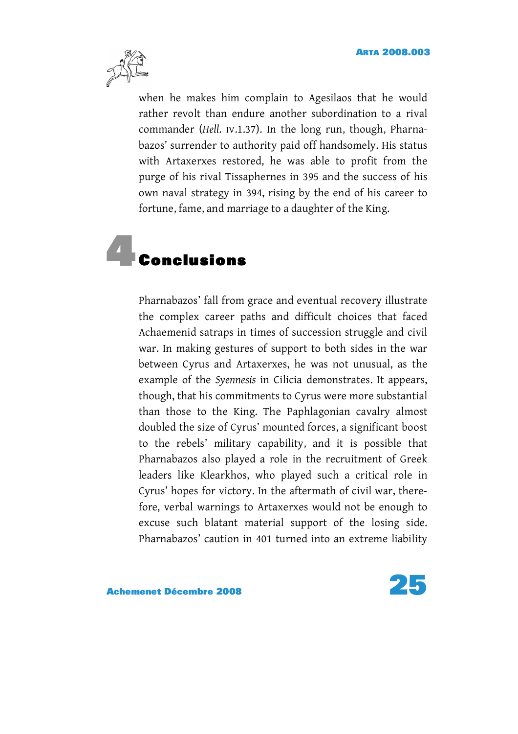when he makes him complain to Agesilaos that he would rather revolt than endure another subordination to a rival commander (*Hell.* IV.1.37). In the long run, though, Pharnabazos' surrender to authority paid off handsomely. His status with Artaxerxes restored, he was able to profit from the purge of his rival Tissaphernes in 395 and the success of his own naval strategy in 394, rising by the end of his career to fortune, fame, and marriage to a daughter of the King.

## 4 Conclusions

Pharnabazos' fall from grace and eventual recovery illustrate the complex career paths and difficult choices that faced Achaemenid satraps in times of succession struggle and civil war. In making gestures of support to both sides in the war between Cyrus and Artaxerxes, he was not unusual, as the example of the *Syennesis* in Cilicia demonstrates. It appears, though, that his commitments to Cyrus were more substantial than those to the King. The Paphlagonian cavalry almost doubled the size of Cyrus' mounted forces, a significant boost to the rebels' military capability, and it is possible that Pharnabazos also played a role in the recruitment of Greek leaders like Klearkhos, who played such a critical role in Cyrus' hopes for victory. In the aftermath of civil war, therefore, verbal warnings to Artaxerxes would not be enough to excuse such blatant material support of the losing side. Pharnabazos' caution in 401 turned into an extreme liability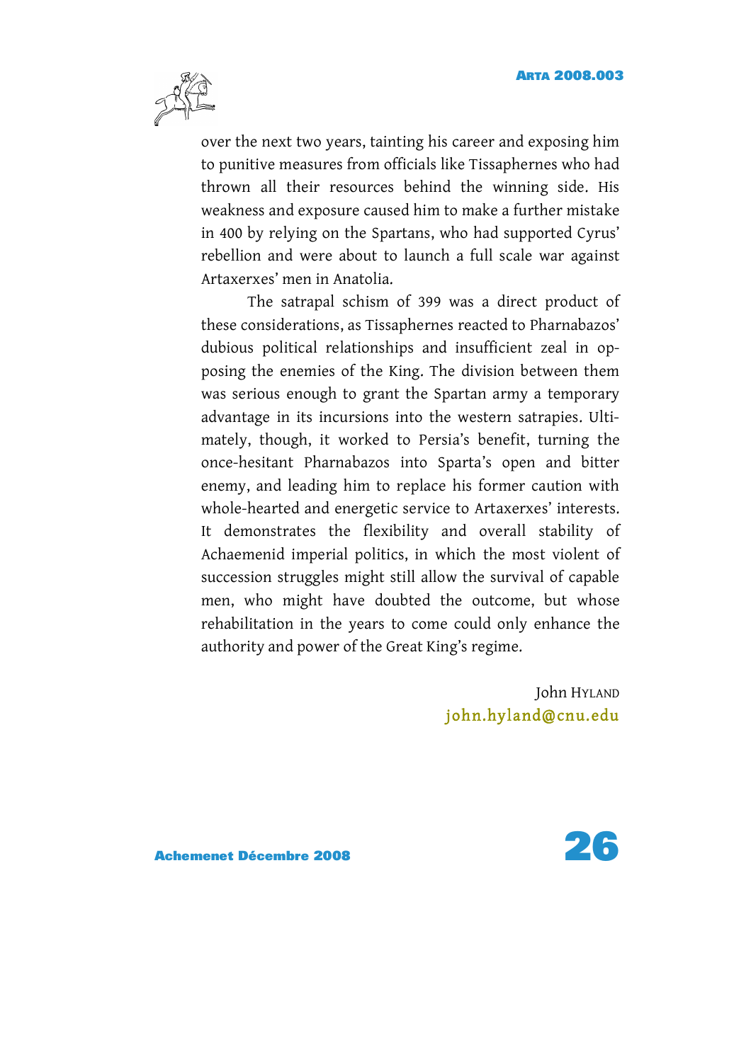over the next two years, tainting his career and exposing him to punitive measures from officials like Tissaphernes who had thrown all their resources behind the winning side. His weakness and exposure caused him to make a further mistake in 400 by relying on the Spartans, who had supported Cyrus' rebellion and were about to launch a full scale war against Artaxerxes' men in Anatolia.

The satrapal schism of 399 was a direct product of these considerations, as Tissaphernes reacted to Pharnabazos' dubious political relationships and insufficient zeal in opposing the enemies of the King. The division between them was serious enough to grant the Spartan army a temporary advantage in its incursions into the western satrapies. Ultimately, though, it worked to Persia's benefit, turning the once-hesitant Pharnabazos into Sparta's open and bitter enemy, and leading him to replace his former caution with whole-hearted and energetic service to Artaxerxes' interests. It demonstrates the flexibility and overall stability of Achaemenid imperial politics, in which the most violent of succession struggles might still allow the survival of capable men, who might have doubted the outcome, but whose rehabilitation in the years to come could only enhance the authority and power of the Great King's regime.

John HYLAND
john.hyland@cnu.edu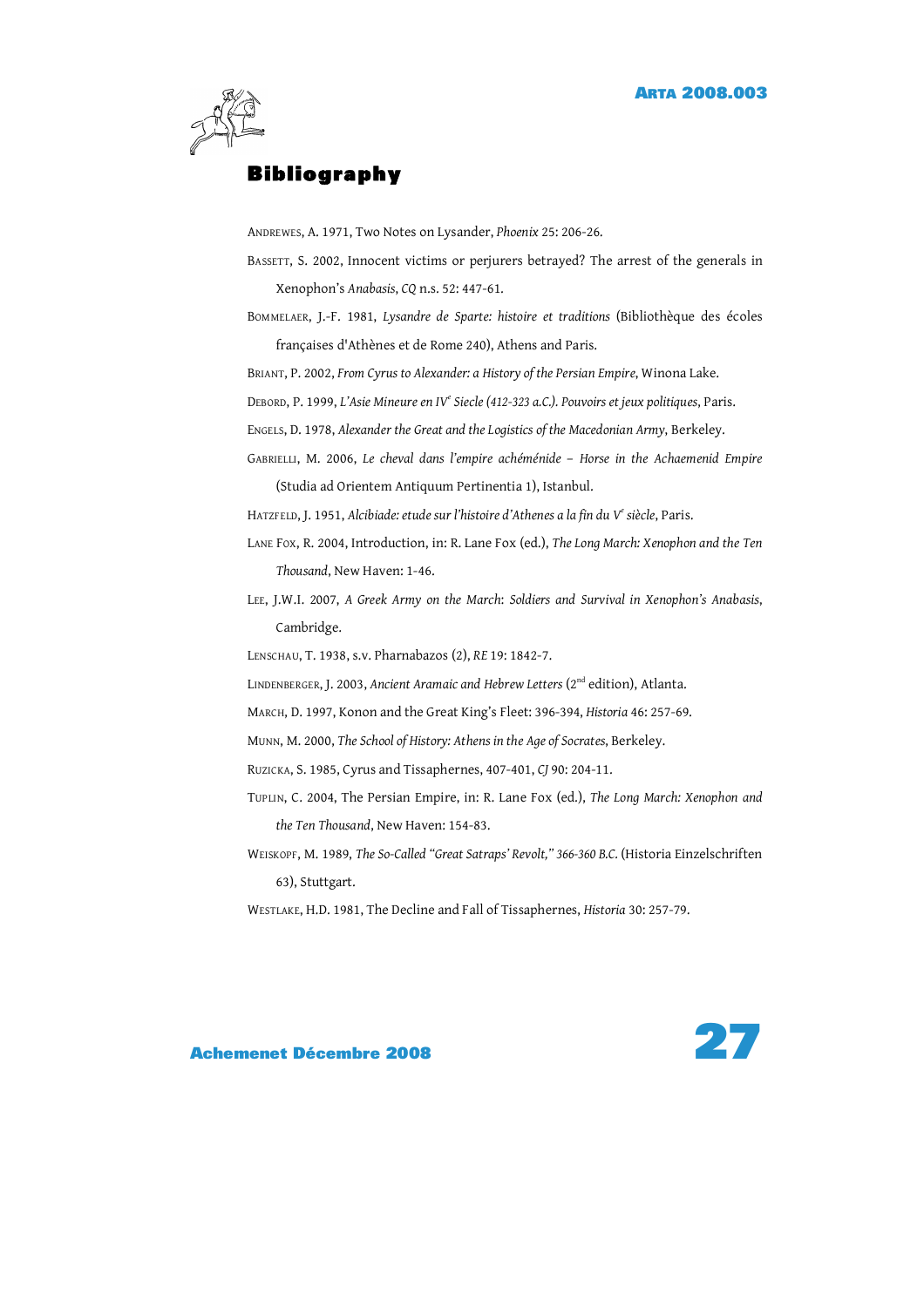# Bibliography

Andrewes, A. 1971, Two Notes on Lysander, *Phoenix* 25: 206-26.

Bassett, S. 2002, Innocent victims or perjurers betrayed? The arrest of the generals in Xenophon's *Anabasis*, *CQ* n.s. 52: 447-61.

Bommelaer, J.-F. 1981, *Lysandre de Sparte: histoire et traditions* (Bibliothèque des écoles françaises d'Athènes et de Rome 240), Athens and Paris.

Briant, P. 2002, *From Cyrus to Alexander: a History of the Persian Empire*, Winona Lake.

Debord, P. 1999, *L'Asie Mineure en IVe Siecle (412-323 a.C.). Pouvoirs et jeux politiques*, Paris.

Engels, D. 1978, *Alexander the Great and the Logistics of the Macedonian Army*, Berkeley.

Gabrielli, M. 2006, *Le cheval dans l'empire achéménide – Horse in the Achaemenid Empire* (Studia ad Orientem Antiquum Pertinentia 1), Istanbul.

Hatzfeld, J. 1951, *Alcibiade: etude sur l'histoire d'Athenes a la fin du Ve siècle*, Paris.

Lane Fox, R. 2004, Introduction, in: R. Lane Fox (ed.), *The Long March: Xenophon and the Ten Thousand*, New Haven: 1-46.

Lee, J.W.I. 2007, *A Greek Army on the March: Soldiers and Survival in Xenophon's Anabasis*, Cambridge.

Lenschau, T. 1938, s.v. Pharnabazos (2), *RE* 19: 1842-7.

Lindenberger, J. 2003, *Ancient Aramaic and Hebrew Letters* (2nd edition), Atlanta.

March, D. 1997, Konon and the Great King's Fleet: 396-394, *Historia* 46: 257-69.

Munn, M. 2000, *The School of History: Athens in the Age of Socrates*, Berkeley.

Ruzicka, S. 1985, Cyrus and Tissaphernes, 407-401, *CJ* 90: 204-11.

Tuplin, C. 2004, The Persian Empire, in: R. Lane Fox (ed.), *The Long March: Xenophon and the Ten Thousand*, New Haven: 154-83.

Weiskopf, M. 1989, *The So-Called "Great Satraps' Revolt," 366-360 B.C.* (Historia Einzelschriften 63), Stuttgart.

Westlake, H.D. 1981, The Decline and Fall of Tissaphernes, *Historia* 30: 257-79.